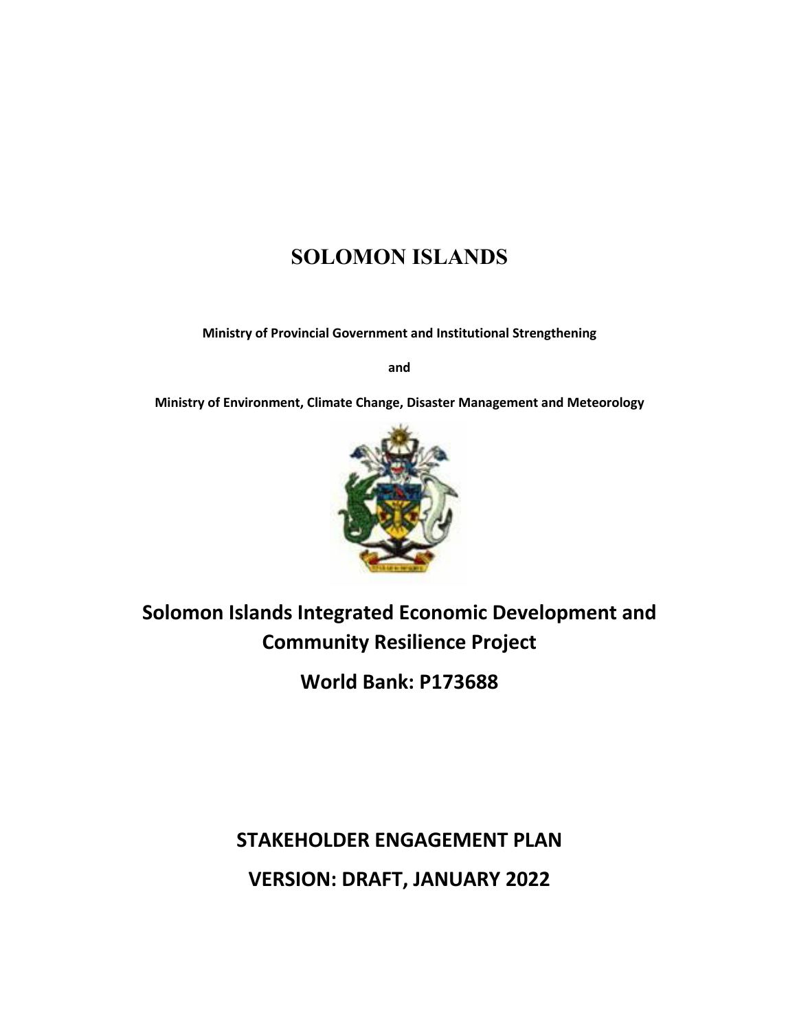# SOLOMON ISLANDS

**Ministry of Provincial Government and Institutional Strengthening**

**and**

**Ministry of Environment, Climate Change, Disaster Management and Meteorology**

## Solomon Islands Integrated Economic Development and Community Resilience Project

## World Bank: P173688

## STAKEHOLDER ENGAGEMENT PLAN

## VERSION: DRAFT, JANUARY 2022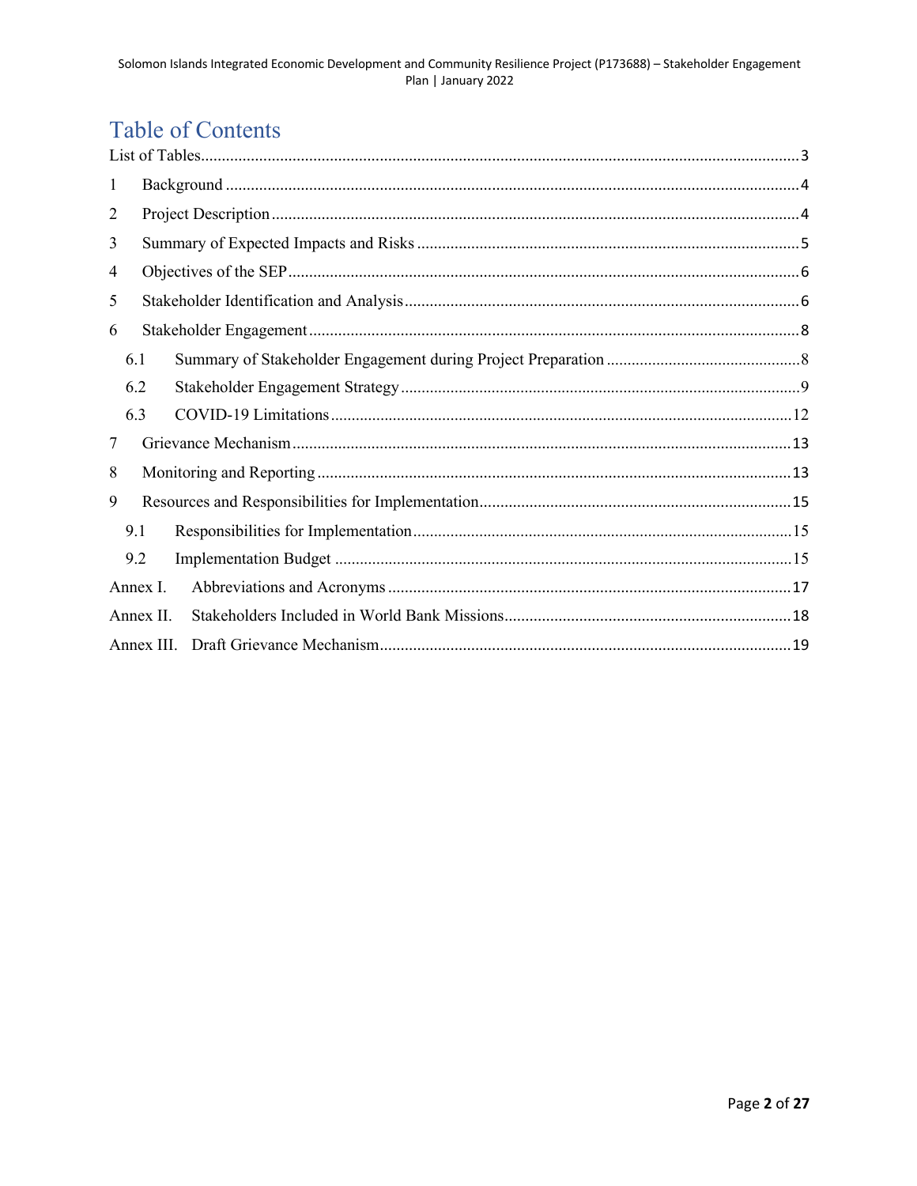# Table of Contents

List of Tables ..... 3

1 Background ..... 4

2 Project Description ..... 4

3 Summary of Expected Impacts and Risks ..... 5

4 Objectives of the SEP ..... 6

5 Stakeholder Identification and Analysis ..... 6

6 Stakeholder Engagement ..... 8

- 6.1 Summary of Stakeholder Engagement during Project Preparation ..... 8
- 6.2 Stakeholder Engagement Strategy ..... 9
- 6.3 COVID-19 Limitations ..... 12

7 Grievance Mechanism ..... 13

8 Monitoring and Reporting ..... 13

9 Resources and Responsibilities for Implementation ..... 15

- 9.1 Responsibilities for Implementation ..... 15
- 9.2 Implementation Budget ..... 15

Annex I. Abbreviations and Acronyms ..... 17

Annex II. Stakeholders Included in World Bank Missions ..... 18

Annex III. Draft Grievance Mechanism ..... 19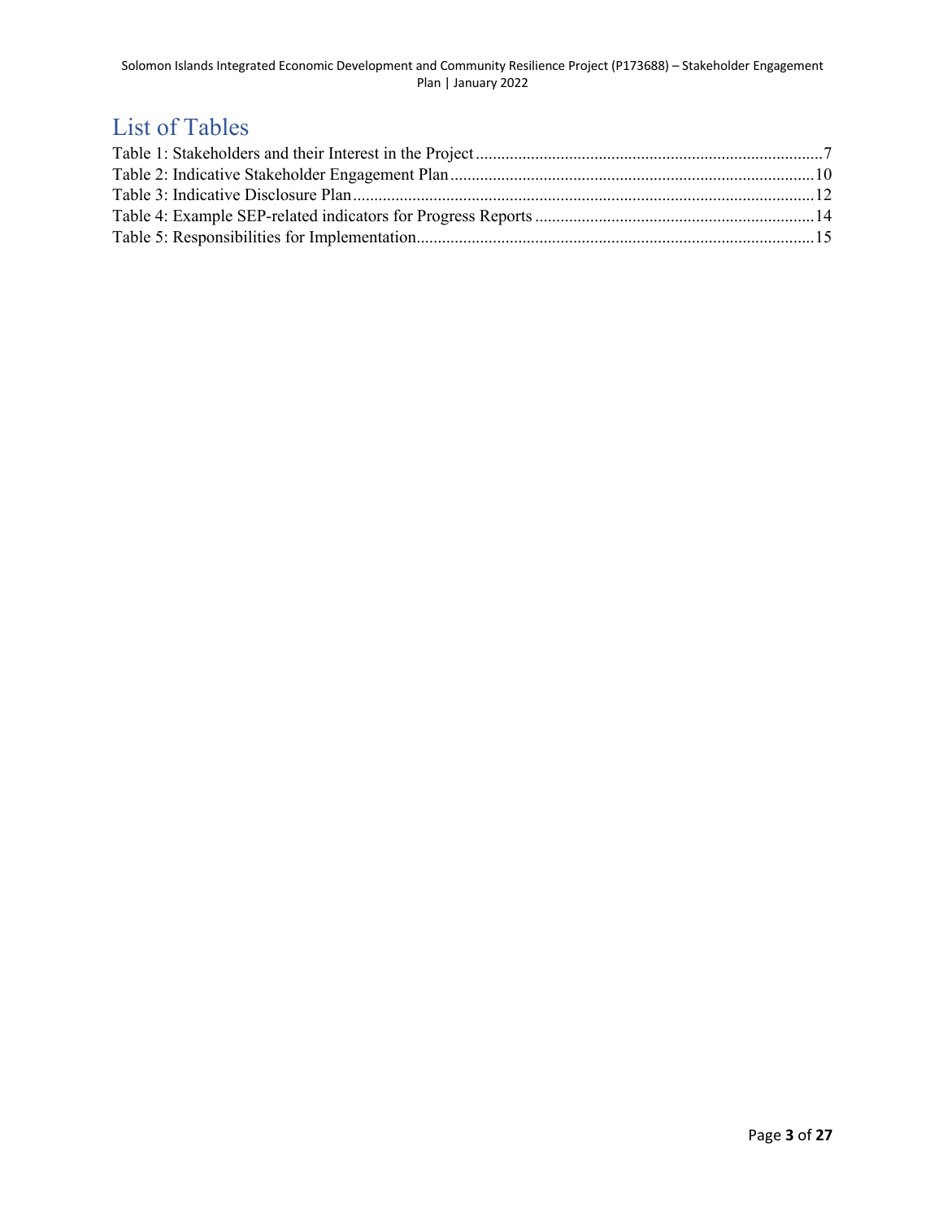# List of Tables

Table 1: Stakeholders and their Interest in the Project ....................................................... 7

Table 2: Indicative Stakeholder Engagement Plan ............................................................ 10

Table 3: Indicative Disclosure Plan ........................................................................... 12

Table 4: Example SEP-related indicators for Progress Reports .............................................. 14

Table 5: Responsibilities for Implementation ................................................................. 15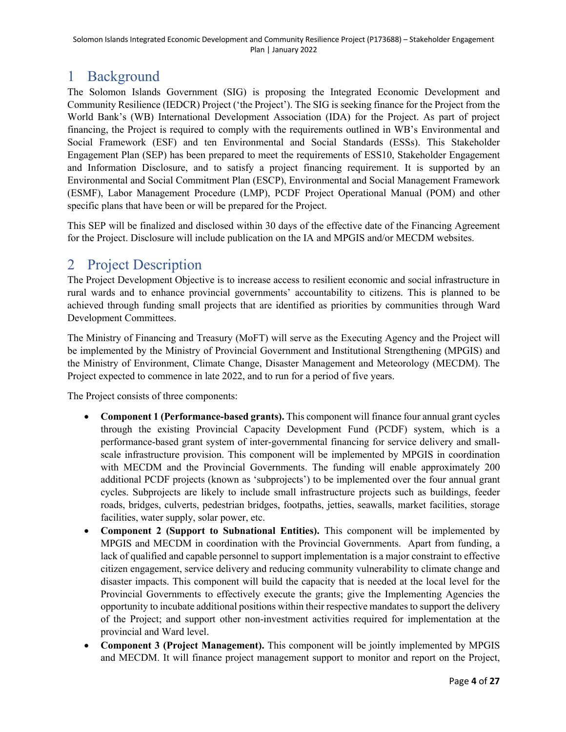# 1 Background

The Solomon Islands Government (SIG) is proposing the Integrated Economic Development and Community Resilience (IEDCR) Project ('the Project'). The SIG is seeking finance for the Project from the World Bank's (WB) International Development Association (IDA) for the Project. As part of project financing, the Project is required to comply with the requirements outlined in WB's Environmental and Social Framework (ESF) and ten Environmental and Social Standards (ESSs). This Stakeholder Engagement Plan (SEP) has been prepared to meet the requirements of ESS10, Stakeholder Engagement and Information Disclosure, and to satisfy a project financing requirement. It is supported by an Environmental and Social Commitment Plan (ESCP), Environmental and Social Management Framework (ESMF), Labor Management Procedure (LMP), PCDF Project Operational Manual (POM) and other specific plans that have been or will be prepared for the Project.

This SEP will be finalized and disclosed within 30 days of the effective date of the Financing Agreement for the Project. Disclosure will include publication on the IA and MPGIS and/or MECDM websites.

# 2 Project Description

The Project Development Objective is to increase access to resilient economic and social infrastructure in rural wards and to enhance provincial governments' accountability to citizens. This is planned to be achieved through funding small projects that are identified as priorities by communities through Ward Development Committees.

The Ministry of Financing and Treasury (MoFT) will serve as the Executing Agency and the Project will be implemented by the Ministry of Provincial Government and Institutional Strengthening (MPGIS) and the Ministry of Environment, Climate Change, Disaster Management and Meteorology (MECDM). The Project expected to commence in late 2022, and to run for a period of five years.

The Project consists of three components:

- **Component 1 (Performance-based grants).** This component will finance four annual grant cycles through the existing Provincial Capacity Development Fund (PCDF) system, which is a performance-based grant system of inter-governmental financing for service delivery and small-scale infrastructure provision. This component will be implemented by MPGIS in coordination with MECDM and the Provincial Governments. The funding will enable approximately 200 additional PCDF projects (known as 'subprojects') to be implemented over the four annual grant cycles. Subprojects are likely to include small infrastructure projects such as buildings, feeder roads, bridges, culverts, pedestrian bridges, footpaths, jetties, seawalls, market facilities, storage facilities, water supply, solar power, etc.
- **Component 2 (Support to Subnational Entities).** This component will be implemented by MPGIS and MECDM in coordination with the Provincial Governments. Apart from funding, a lack of qualified and capable personnel to support implementation is a major constraint to effective citizen engagement, service delivery and reducing community vulnerability to climate change and disaster impacts. This component will build the capacity that is needed at the local level for the Provincial Governments to effectively execute the grants; give the Implementing Agencies the opportunity to incubate additional positions within their respective mandates to support the delivery of the Project; and support other non-investment activities required for implementation at the provincial and Ward level.
- **Component 3 (Project Management).** This component will be jointly implemented by MPGIS and MECDM. It will finance project management support to monitor and report on the Project,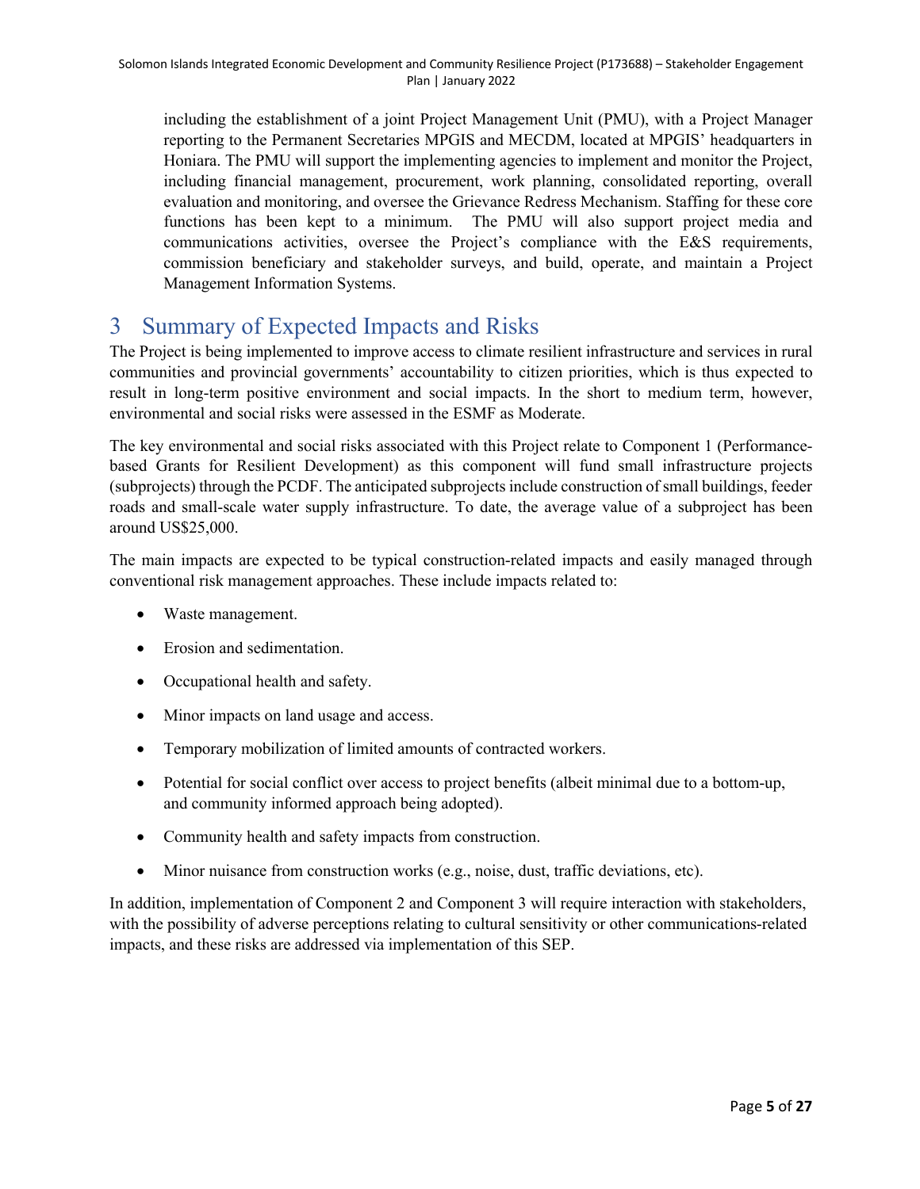including the establishment of a joint Project Management Unit (PMU), with a Project Manager reporting to the Permanent Secretaries MPGIS and MECDM, located at MPGIS' headquarters in Honiara. The PMU will support the implementing agencies to implement and monitor the Project, including financial management, procurement, work planning, consolidated reporting, overall evaluation and monitoring, and oversee the Grievance Redress Mechanism. Staffing for these core functions has been kept to a minimum. The PMU will also support project media and communications activities, oversee the Project's compliance with the E&S requirements, commission beneficiary and stakeholder surveys, and build, operate, and maintain a Project Management Information Systems.

# 3 Summary of Expected Impacts and Risks

The Project is being implemented to improve access to climate resilient infrastructure and services in rural communities and provincial governments' accountability to citizen priorities, which is thus expected to result in long-term positive environment and social impacts. In the short to medium term, however, environmental and social risks were assessed in the ESMF as Moderate.

The key environmental and social risks associated with this Project relate to Component 1 (Performance-based Grants for Resilient Development) as this component will fund small infrastructure projects (subprojects) through the PCDF. The anticipated subprojects include construction of small buildings, feeder roads and small-scale water supply infrastructure. To date, the average value of a subproject has been around US$25,000.

The main impacts are expected to be typical construction-related impacts and easily managed through conventional risk management approaches. These include impacts related to:

- Waste management.
- Erosion and sedimentation.
- Occupational health and safety.
- Minor impacts on land usage and access.
- Temporary mobilization of limited amounts of contracted workers.
- Potential for social conflict over access to project benefits (albeit minimal due to a bottom-up, and community informed approach being adopted).
- Community health and safety impacts from construction.
- Minor nuisance from construction works (e.g., noise, dust, traffic deviations, etc).

In addition, implementation of Component 2 and Component 3 will require interaction with stakeholders, with the possibility of adverse perceptions relating to cultural sensitivity or other communications-related impacts, and these risks are addressed via implementation of this SEP.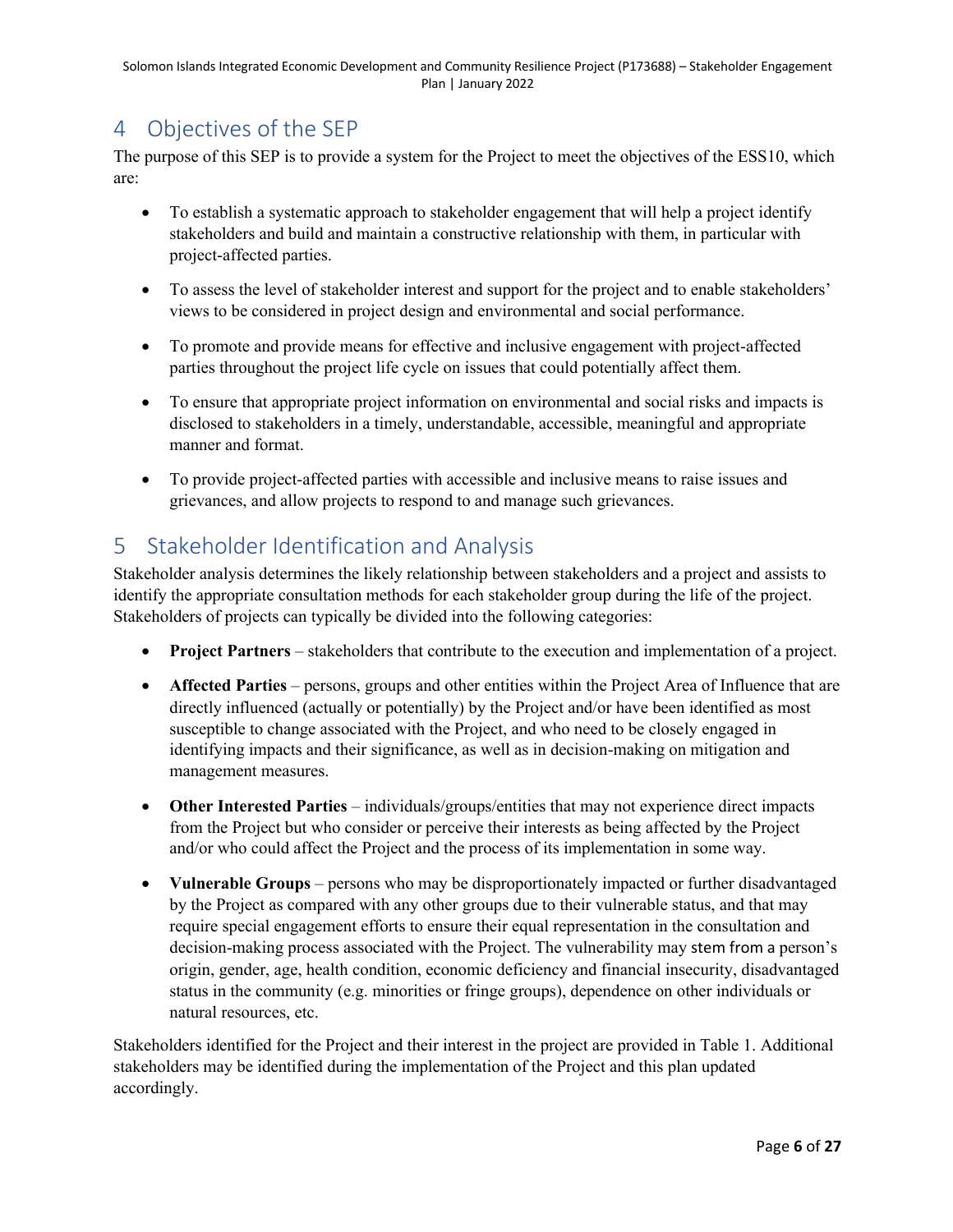# 4 Objectives of the SEP

The purpose of this SEP is to provide a system for the Project to meet the objectives of the ESS10, which are:

- To establish a systematic approach to stakeholder engagement that will help a project identify stakeholders and build and maintain a constructive relationship with them, in particular with project-affected parties.
- To assess the level of stakeholder interest and support for the project and to enable stakeholders' views to be considered in project design and environmental and social performance.
- To promote and provide means for effective and inclusive engagement with project-affected parties throughout the project life cycle on issues that could potentially affect them.
- To ensure that appropriate project information on environmental and social risks and impacts is disclosed to stakeholders in a timely, understandable, accessible, meaningful and appropriate manner and format.
- To provide project-affected parties with accessible and inclusive means to raise issues and grievances, and allow projects to respond to and manage such grievances.

# 5 Stakeholder Identification and Analysis

Stakeholder analysis determines the likely relationship between stakeholders and a project and assists to identify the appropriate consultation methods for each stakeholder group during the life of the project. Stakeholders of projects can typically be divided into the following categories:

- **Project Partners** – stakeholders that contribute to the execution and implementation of a project.
- **Affected Parties** – persons, groups and other entities within the Project Area of Influence that are directly influenced (actually or potentially) by the Project and/or have been identified as most susceptible to change associated with the Project, and who need to be closely engaged in identifying impacts and their significance, as well as in decision-making on mitigation and management measures.
- **Other Interested Parties** – individuals/groups/entities that may not experience direct impacts from the Project but who consider or perceive their interests as being affected by the Project and/or who could affect the Project and the process of its implementation in some way.
- **Vulnerable Groups** – persons who may be disproportionately impacted or further disadvantaged by the Project as compared with any other groups due to their vulnerable status, and that may require special engagement efforts to ensure their equal representation in the consultation and decision-making process associated with the Project. The vulnerability may stem from a person's origin, gender, age, health condition, economic deficiency and financial insecurity, disadvantaged status in the community (e.g. minorities or fringe groups), dependence on other individuals or natural resources, etc.

Stakeholders identified for the Project and their interest in the project are provided in Table 1. Additional stakeholders may be identified during the implementation of the Project and this plan updated accordingly.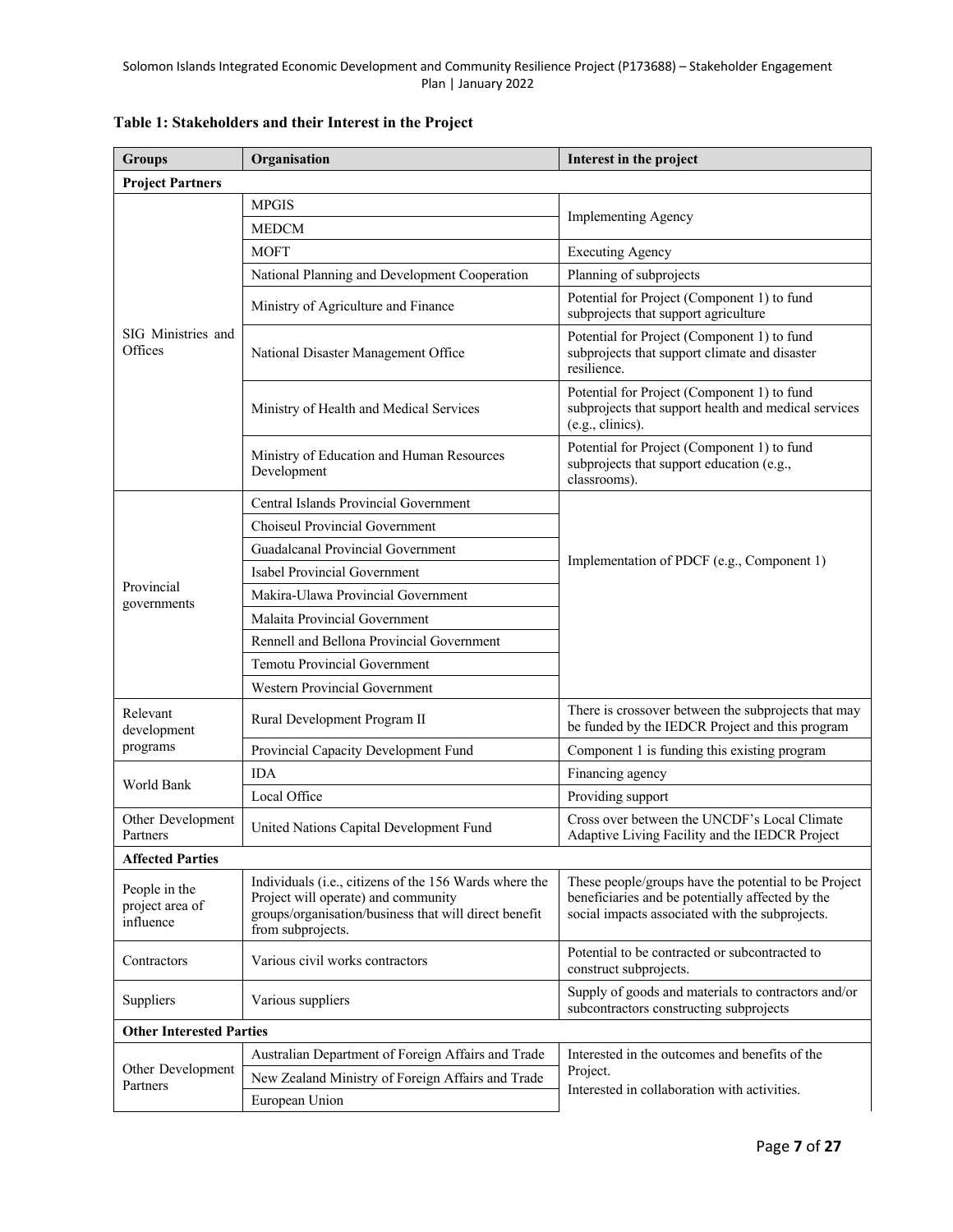**Table 1: Stakeholders and their Interest in the Project**

| Groups | Organisation | Interest in the project |
|---|---|---|
| **Project Partners** | | |
| SIG Ministries and Offices | MPGIS | Implementing Agency |
| | MEDCM | |
| | MOFT | Executing Agency |
| | National Planning and Development Cooperation | Planning of subprojects |
| | Ministry of Agriculture and Finance | Potential for Project (Component 1) to fund subprojects that support agriculture |
| | National Disaster Management Office | Potential for Project (Component 1) to fund subprojects that support climate and disaster resilience. |
| | Ministry of Health and Medical Services | Potential for Project (Component 1) to fund subprojects that support health and medical services (e.g., clinics). |
| | Ministry of Education and Human Resources Development | Potential for Project (Component 1) to fund subprojects that support education (e.g., classrooms). |
| Provincial governments | Central Islands Provincial Government | Implementation of PDCF (e.g., Component 1) |
| | Choiseul Provincial Government | |
| | Guadalcanal Provincial Government | |
| | Isabel Provincial Government | |
| | Makira-Ulawa Provincial Government | |
| | Malaita Provincial Government | |
| | Rennell and Bellona Provincial Government | |
| | Temotu Provincial Government | |
| | Western Provincial Government | |
| Relevant development programs | Rural Development Program II | There is crossover between the subprojects that may be funded by the IEDCR Project and this program |
| | Provincial Capacity Development Fund | Component 1 is funding this existing program |
| World Bank | IDA | Financing agency |
| | Local Office | Providing support |
| Other Development Partners | United Nations Capital Development Fund | Cross over between the UNCDF's Local Climate Adaptive Living Facility and the IEDCR Project |
| **Affected Parties** | | |
| People in the project area of influence | Individuals (i.e., citizens of the 156 Wards where the Project will operate) and community groups/organisation/business that will direct benefit from subprojects. | These people/groups have the potential to be Project beneficiaries and be potentially affected by the social impacts associated with the subprojects. |
| Contractors | Various civil works contractors | Potential to be contracted or subcontracted to construct subprojects. |
| Suppliers | Various suppliers | Supply of goods and materials to contractors and/or subcontractors constructing subprojects |
| **Other Interested Parties** | | |
| Other Development Partners | Australian Department of Foreign Affairs and Trade | Interested in the outcomes and benefits of the Project. Interested in collaboration with activities. |
| | New Zealand Ministry of Foreign Affairs and Trade | |
| | European Union | |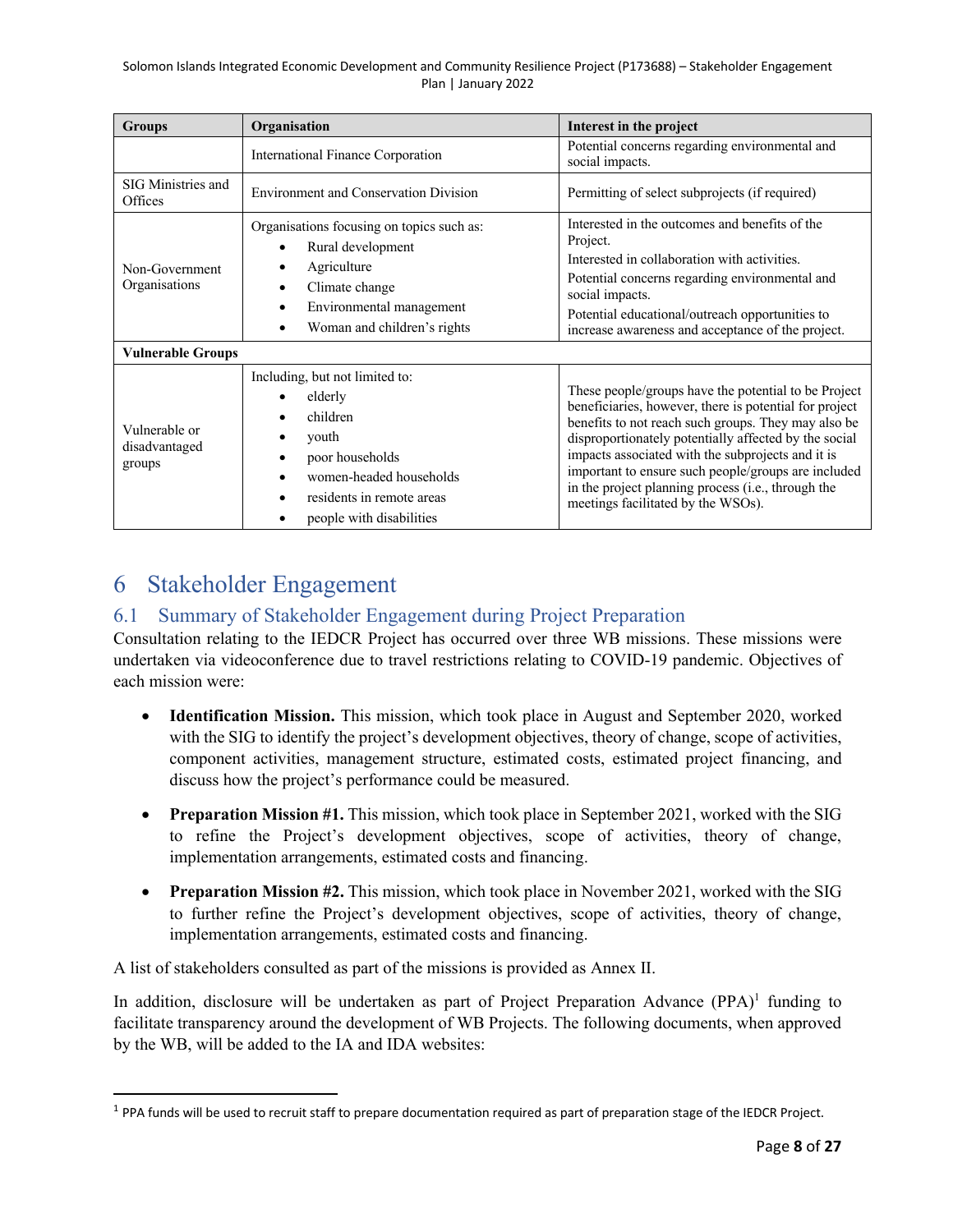| Groups | Organisation | Interest in the project |
|---|---|---|
| | International Finance Corporation | Potential concerns regarding environmental and social impacts. |
| SIG Ministries and Offices | Environment and Conservation Division | Permitting of select subprojects (if required) |
| Non-Government Organisations | Organisations focusing on topics such as:<br>• Rural development<br>• Agriculture<br>• Climate change<br>• Environmental management<br>• Woman and children's rights | Interested in the outcomes and benefits of the Project.<br>Interested in collaboration with activities.<br>Potential concerns regarding environmental and social impacts.<br>Potential educational/outreach opportunities to increase awareness and acceptance of the project. |
| **Vulnerable Groups** | | |
| Vulnerable or disadvantaged groups | Including, but not limited to:<br>• elderly<br>• children<br>• youth<br>• poor households<br>• women-headed households<br>• residents in remote areas<br>• people with disabilities | These people/groups have the potential to be Project beneficiaries, however, there is potential for project benefits to not reach such groups. They may also be disproportionately potentially affected by the social impacts associated with the subprojects and it is important to ensure such people/groups are included in the project planning process (i.e., through the meetings facilitated by the WSOs). |

# 6 Stakeholder Engagement

## 6.1 Summary of Stakeholder Engagement during Project Preparation

Consultation relating to the IEDCR Project has occurred over three WB missions. These missions were undertaken via videoconference due to travel restrictions relating to COVID-19 pandemic. Objectives of each mission were:

- **Identification Mission.** This mission, which took place in August and September 2020, worked with the SIG to identify the project's development objectives, theory of change, scope of activities, component activities, management structure, estimated costs, estimated project financing, and discuss how the project's performance could be measured.
- **Preparation Mission #1.** This mission, which took place in September 2021, worked with the SIG to refine the Project's development objectives, scope of activities, theory of change, implementation arrangements, estimated costs and financing.
- **Preparation Mission #2.** This mission, which took place in November 2021, worked with the SIG to further refine the Project's development objectives, scope of activities, theory of change, implementation arrangements, estimated costs and financing.

A list of stakeholders consulted as part of the missions is provided as Annex II.

In addition, disclosure will be undertaken as part of Project Preparation Advance (PPA)[1] funding to facilitate transparency around the development of WB Projects. The following documents, when approved by the WB, will be added to the IA and IDA websites:

[1] PPA funds will be used to recruit staff to prepare documentation required as part of preparation stage of the IEDCR Project.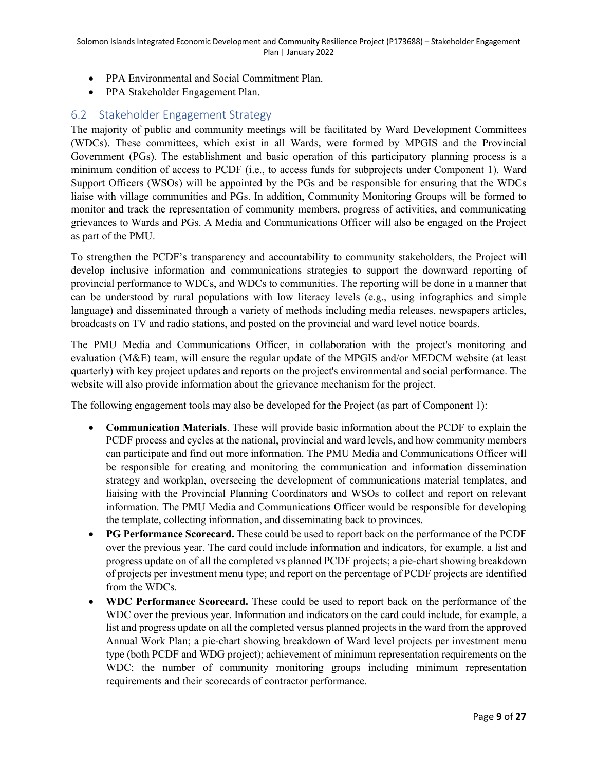- PPA Environmental and Social Commitment Plan.
- PPA Stakeholder Engagement Plan.

## 6.2 Stakeholder Engagement Strategy

The majority of public and community meetings will be facilitated by Ward Development Committees (WDCs). These committees, which exist in all Wards, were formed by MPGIS and the Provincial Government (PGs). The establishment and basic operation of this participatory planning process is a minimum condition of access to PCDF (i.e., to access funds for subprojects under Component 1). Ward Support Officers (WSOs) will be appointed by the PGs and be responsible for ensuring that the WDCs liaise with village communities and PGs. In addition, Community Monitoring Groups will be formed to monitor and track the representation of community members, progress of activities, and communicating grievances to Wards and PGs. A Media and Communications Officer will also be engaged on the Project as part of the PMU.

To strengthen the PCDF's transparency and accountability to community stakeholders, the Project will develop inclusive information and communications strategies to support the downward reporting of provincial performance to WDCs, and WDCs to communities. The reporting will be done in a manner that can be understood by rural populations with low literacy levels (e.g., using infographics and simple language) and disseminated through a variety of methods including media releases, newspapers articles, broadcasts on TV and radio stations, and posted on the provincial and ward level notice boards.

The PMU Media and Communications Officer, in collaboration with the project's monitoring and evaluation (M&E) team, will ensure the regular update of the MPGIS and/or MEDCM website (at least quarterly) with key project updates and reports on the project's environmental and social performance. The website will also provide information about the grievance mechanism for the project.

The following engagement tools may also be developed for the Project (as part of Component 1):

- **Communication Materials**. These will provide basic information about the PCDF to explain the PCDF process and cycles at the national, provincial and ward levels, and how community members can participate and find out more information. The PMU Media and Communications Officer will be responsible for creating and monitoring the communication and information dissemination strategy and workplan, overseeing the development of communications material templates, and liaising with the Provincial Planning Coordinators and WSOs to collect and report on relevant information. The PMU Media and Communications Officer would be responsible for developing the template, collecting information, and disseminating back to provinces.
- **PG Performance Scorecard.** These could be used to report back on the performance of the PCDF over the previous year. The card could include information and indicators, for example, a list and progress update on of all the completed vs planned PCDF projects; a pie-chart showing breakdown of projects per investment menu type; and report on the percentage of PCDF projects are identified from the WDCs.
- **WDC Performance Scorecard.** These could be used to report back on the performance of the WDC over the previous year. Information and indicators on the card could include, for example, a list and progress update on all the completed versus planned projects in the ward from the approved Annual Work Plan; a pie-chart showing breakdown of Ward level projects per investment menu type (both PCDF and WDG project); achievement of minimum representation requirements on the WDC; the number of community monitoring groups including minimum representation requirements and their scorecards of contractor performance.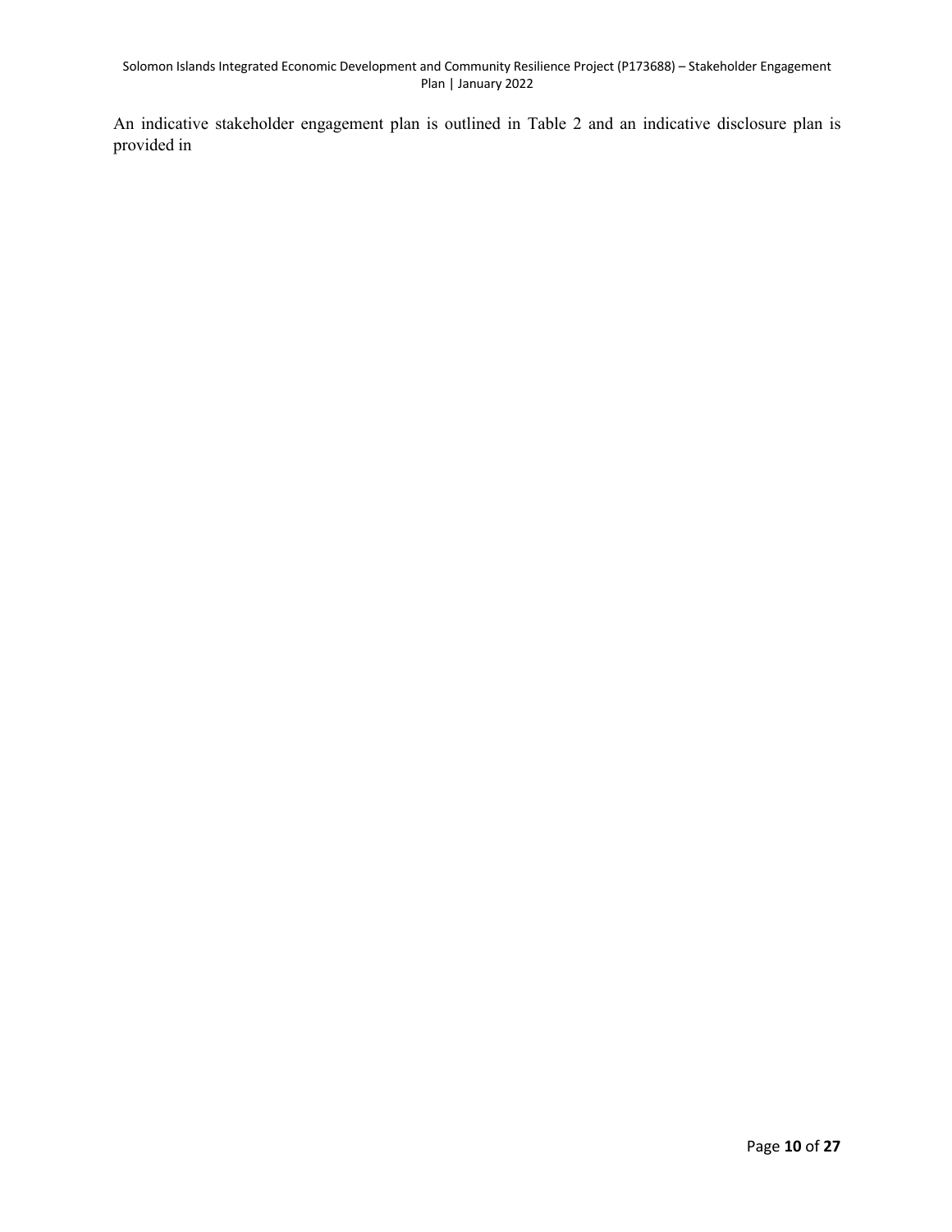An indicative stakeholder engagement plan is outlined in Table 2 and an indicative disclosure plan is provided in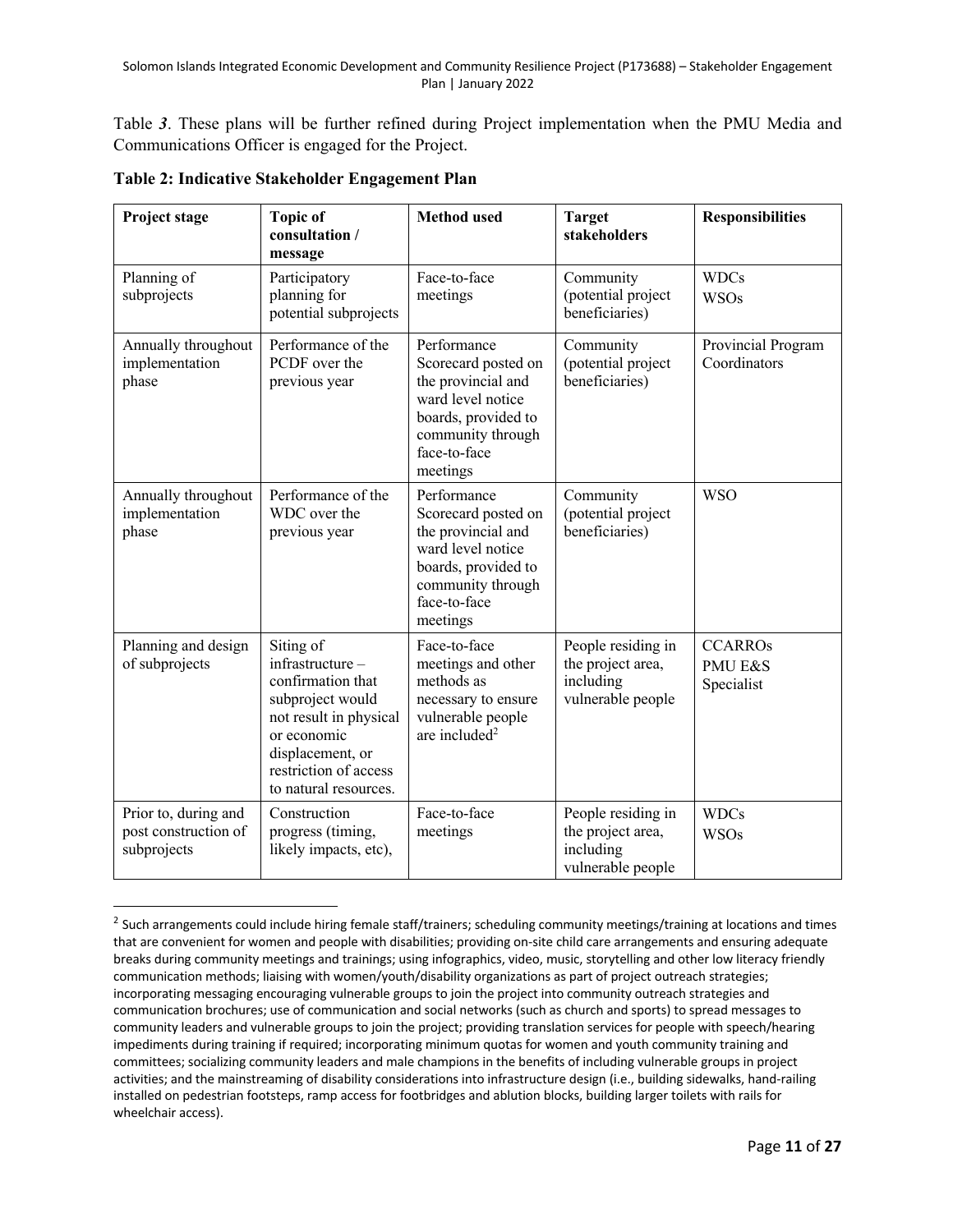Table *3*. These plans will be further refined during Project implementation when the PMU Media and Communications Officer is engaged for the Project.

**Table 2: Indicative Stakeholder Engagement Plan**

| Project stage | Topic of consultation / message | Method used | Target stakeholders | Responsibilities |
|---|---|---|---|---|
| Planning of subprojects | Participatory planning for potential subprojects | Face-to-face meetings | Community (potential project beneficiaries) | WDCs<br>WSOs |
| Annually throughout implementation phase | Performance of the PCDF over the previous year | Performance Scorecard posted on the provincial and ward level notice boards, provided to community through face-to-face meetings | Community (potential project beneficiaries) | Provincial Program Coordinators |
| Annually throughout implementation phase | Performance of the WDC over the previous year | Performance Scorecard posted on the provincial and ward level notice boards, provided to community through face-to-face meetings | Community (potential project beneficiaries) | WSO |
| Planning and design of subprojects | Siting of infrastructure – confirmation that subproject would not result in physical or economic displacement, or restriction of access to natural resources. | Face-to-face meetings and other methods as necessary to ensure vulnerable people are included[2] | People residing in the project area, including vulnerable people | CCARROs<br>PMU E&S Specialist |
| Prior to, during and post construction of subprojects | Construction progress (timing, likely impacts, etc), | Face-to-face meetings | People residing in the project area, including vulnerable people | WDCs<br>WSOs |

[2] Such arrangements could include hiring female staff/trainers; scheduling community meetings/training at locations and times that are convenient for women and people with disabilities; providing on-site child care arrangements and ensuring adequate breaks during community meetings and trainings; using infographics, video, music, storytelling and other low literacy friendly communication methods; liaising with women/youth/disability organizations as part of project outreach strategies; incorporating messaging encouraging vulnerable groups to join the project into community outreach strategies and communication brochures; use of communication and social networks (such as church and sports) to spread messages to community leaders and vulnerable groups to join the project; providing translation services for people with speech/hearing impediments during training if required; incorporating minimum quotas for women and youth community training and committees; socializing community leaders and male champions in the benefits of including vulnerable groups in project activities; and the mainstreaming of disability considerations into infrastructure design (i.e., building sidewalks, hand-railing installed on pedestrian footsteps, ramp access for footbridges and ablution blocks, building larger toilets with rails for wheelchair access).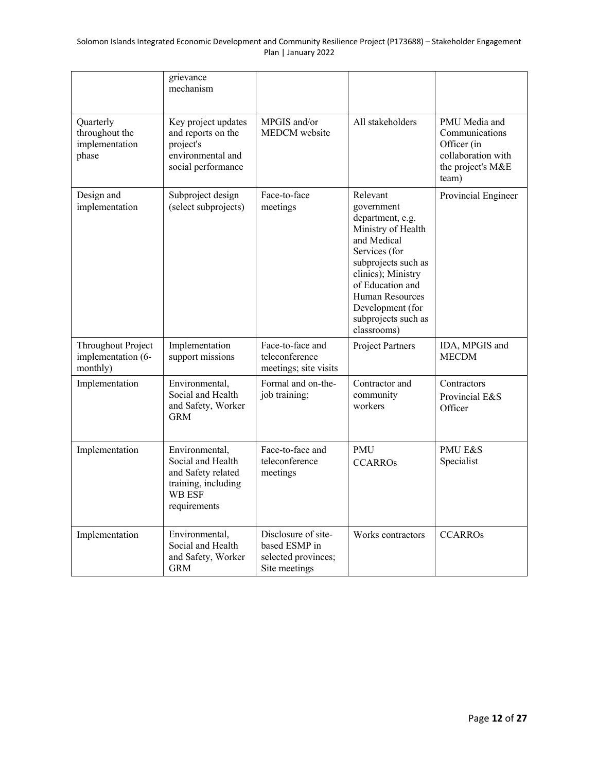| | | | | |
|---|---|---|---|---|
| | grievance mechanism | | | |
| Quarterly throughout the implementation phase | Key project updates and reports on the project's environmental and social performance | MPGIS and/or MEDCM website | All stakeholders | PMU Media and Communications Officer (in collaboration with the project's M&E team) |
| Design and implementation | Subproject design (select subprojects) | Face-to-face meetings | Relevant government department, e.g. Ministry of Health and Medical Services (for subprojects such as clinics); Ministry of Education and Human Resources Development (for subprojects such as classrooms) | Provincial Engineer |
| Throughout Project implementation (6-monthly) | Implementation support missions | Face-to-face and teleconference meetings; site visits | Project Partners | IDA, MPGIS and MECDM |
| Implementation | Environmental, Social and Health and Safety, Worker GRM | Formal and on-the-job training; | Contractor and community workers | Contractors Provincial E&S Officer |
| Implementation | Environmental, Social and Health and Safety related training, including WB ESF requirements | Face-to-face and teleconference meetings | PMU CCARROs | PMU E&S Specialist |
| Implementation | Environmental, Social and Health and Safety, Worker GRM | Disclosure of site-based ESMP in selected provinces; Site meetings | Works contractors | CCARROs |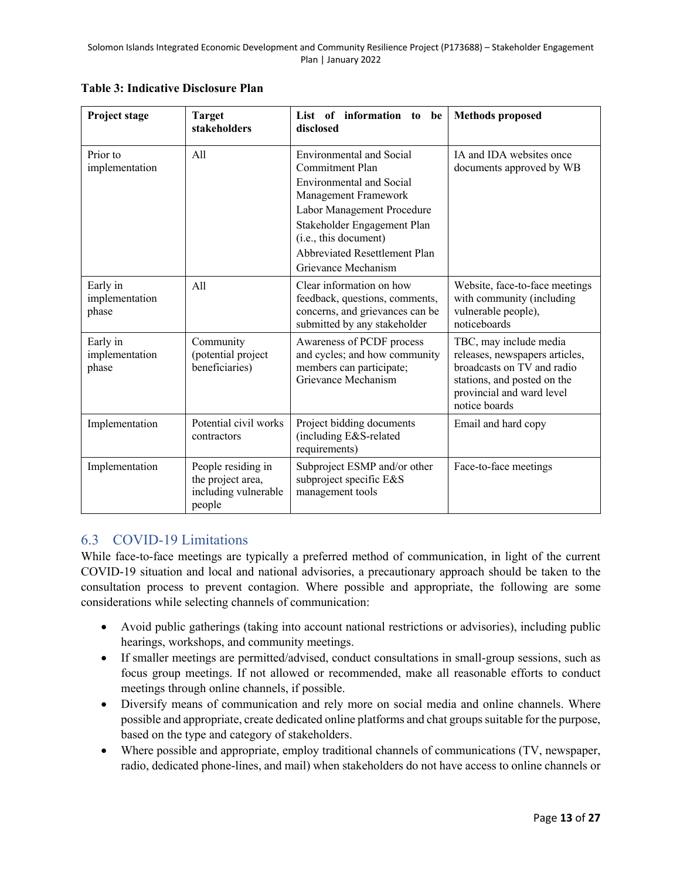**Table 3: Indicative Disclosure Plan**

| Project stage | Target stakeholders | List of information to be disclosed | Methods proposed |
|---|---|---|---|
| Prior to implementation | All | Environmental and Social Commitment Plan<br>Environmental and Social Management Framework<br>Labor Management Procedure<br>Stakeholder Engagement Plan (i.e., this document)<br>Abbreviated Resettlement Plan<br>Grievance Mechanism | IA and IDA websites once documents approved by WB |
| Early in implementation phase | All | Clear information on how feedback, questions, comments, concerns, and grievances can be submitted by any stakeholder | Website, face-to-face meetings with community (including vulnerable people), noticeboards |
| Early in implementation phase | Community (potential project beneficiaries) | Awareness of PCDF process and cycles; and how community members can participate; Grievance Mechanism | TBC, may include media releases, newspapers articles, broadcasts on TV and radio stations, and posted on the provincial and ward level notice boards |
| Implementation | Potential civil works contractors | Project bidding documents (including E&S-related requirements) | Email and hard copy |
| Implementation | People residing in the project area, including vulnerable people | Subproject ESMP and/or other subproject specific E&S management tools | Face-to-face meetings |

## 6.3 COVID-19 Limitations

While face-to-face meetings are typically a preferred method of communication, in light of the current COVID-19 situation and local and national advisories, a precautionary approach should be taken to the consultation process to prevent contagion. Where possible and appropriate, the following are some considerations while selecting channels of communication:

- Avoid public gatherings (taking into account national restrictions or advisories), including public hearings, workshops, and community meetings.
- If smaller meetings are permitted/advised, conduct consultations in small-group sessions, such as focus group meetings. If not allowed or recommended, make all reasonable efforts to conduct meetings through online channels, if possible.
- Diversify means of communication and rely more on social media and online channels. Where possible and appropriate, create dedicated online platforms and chat groups suitable for the purpose, based on the type and category of stakeholders.
- Where possible and appropriate, employ traditional channels of communications (TV, newspaper, radio, dedicated phone-lines, and mail) when stakeholders do not have access to online channels or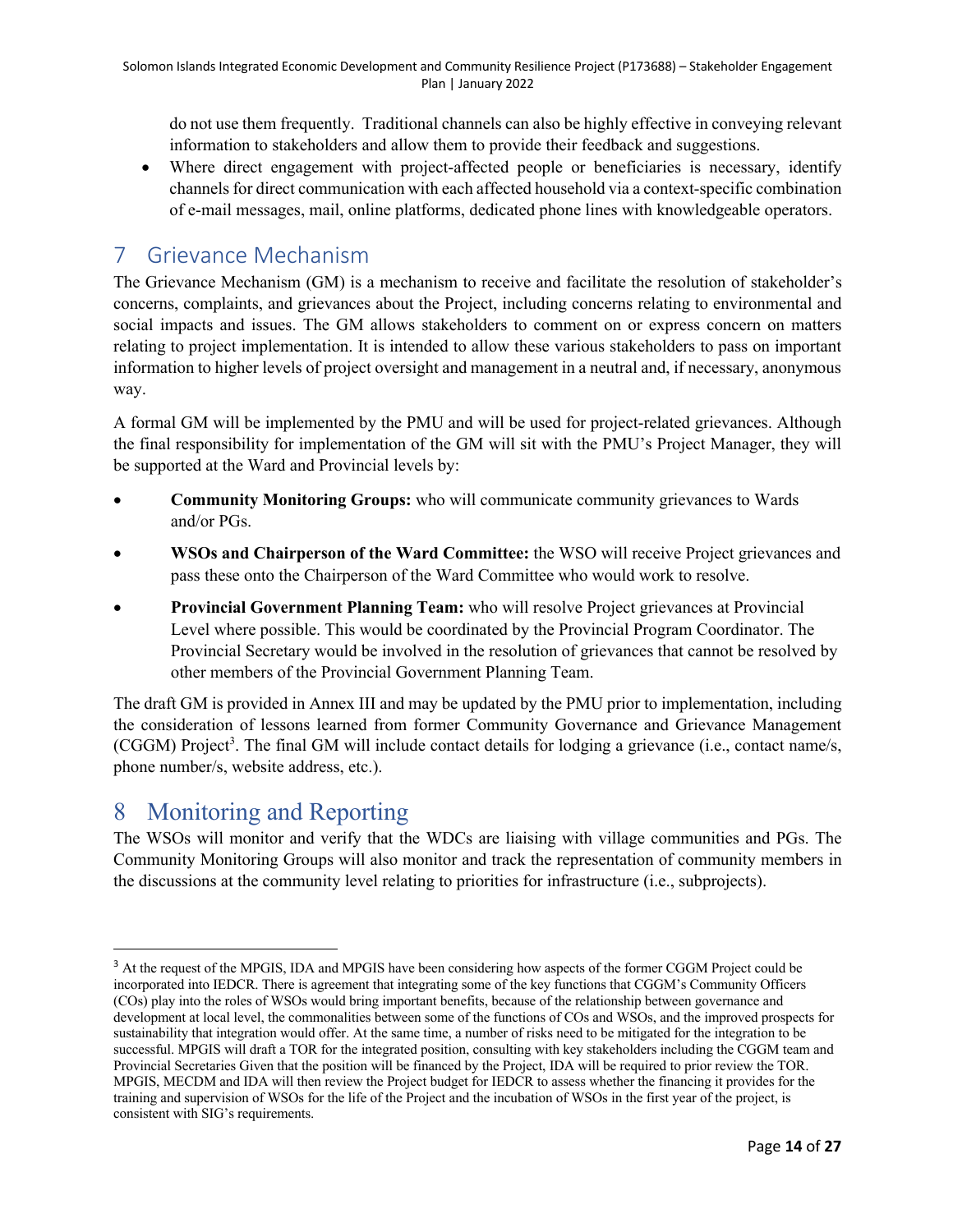do not use them frequently. Traditional channels can also be highly effective in conveying relevant information to stakeholders and allow them to provide their feedback and suggestions.

- Where direct engagement with project-affected people or beneficiaries is necessary, identify channels for direct communication with each affected household via a context-specific combination of e-mail messages, mail, online platforms, dedicated phone lines with knowledgeable operators.

# 7 Grievance Mechanism

The Grievance Mechanism (GM) is a mechanism to receive and facilitate the resolution of stakeholder's concerns, complaints, and grievances about the Project, including concerns relating to environmental and social impacts and issues. The GM allows stakeholders to comment on or express concern on matters relating to project implementation. It is intended to allow these various stakeholders to pass on important information to higher levels of project oversight and management in a neutral and, if necessary, anonymous way.

A formal GM will be implemented by the PMU and will be used for project-related grievances. Although the final responsibility for implementation of the GM will sit with the PMU's Project Manager, they will be supported at the Ward and Provincial levels by:

- **Community Monitoring Groups:** who will communicate community grievances to Wards and/or PGs.
- **WSOs and Chairperson of the Ward Committee:** the WSO will receive Project grievances and pass these onto the Chairperson of the Ward Committee who would work to resolve.
- **Provincial Government Planning Team:** who will resolve Project grievances at Provincial Level where possible. This would be coordinated by the Provincial Program Coordinator. The Provincial Secretary would be involved in the resolution of grievances that cannot be resolved by other members of the Provincial Government Planning Team.

The draft GM is provided in Annex III and may be updated by the PMU prior to implementation, including the consideration of lessons learned from former Community Governance and Grievance Management (CGGM) Project[3]. The final GM will include contact details for lodging a grievance (i.e., contact name/s, phone number/s, website address, etc.).

# 8 Monitoring and Reporting

The WSOs will monitor and verify that the WDCs are liaising with village communities and PGs. The Community Monitoring Groups will also monitor and track the representation of community members in the discussions at the community level relating to priorities for infrastructure (i.e., subprojects).

---

[3] At the request of the MPGIS, IDA and MPGIS have been considering how aspects of the former CGGM Project could be incorporated into IEDCR. There is agreement that integrating some of the key functions that CGGM's Community Officers (COs) play into the roles of WSOs would bring important benefits, because of the relationship between governance and development at local level, the commonalities between some of the functions of COs and WSOs, and the improved prospects for sustainability that integration would offer. At the same time, a number of risks need to be mitigated for the integration to be successful. MPGIS will draft a TOR for the integrated position, consulting with key stakeholders including the CGGM team and Provincial Secretaries Given that the position will be financed by the Project, IDA will be required to prior review the TOR. MPGIS, MECDM and IDA will then review the Project budget for IEDCR to assess whether the financing it provides for the training and supervision of WSOs for the life of the Project and the incubation of WSOs in the first year of the project, is consistent with SIG's requirements.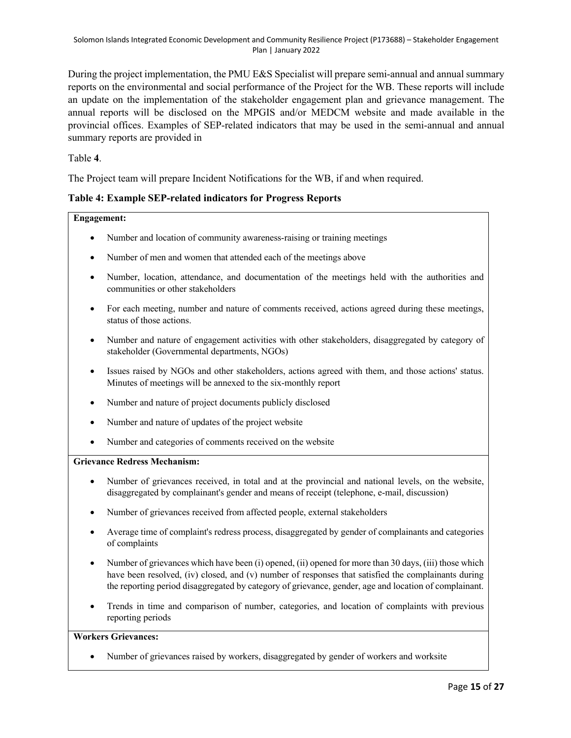During the project implementation, the PMU E&S Specialist will prepare semi-annual and annual summary reports on the environmental and social performance of the Project for the WB. These reports will include an update on the implementation of the stakeholder engagement plan and grievance management. The annual reports will be disclosed on the MPGIS and/or MEDCM website and made available in the provincial offices. Examples of SEP-related indicators that may be used in the semi-annual and annual summary reports are provided in

Table **4**.

The Project team will prepare Incident Notifications for the WB, if and when required.

**Table 4: Example SEP-related indicators for Progress Reports**

**Engagement:**

- Number and location of community awareness-raising or training meetings
- Number of men and women that attended each of the meetings above
- Number, location, attendance, and documentation of the meetings held with the authorities and communities or other stakeholders
- For each meeting, number and nature of comments received, actions agreed during these meetings, status of those actions.
- Number and nature of engagement activities with other stakeholders, disaggregated by category of stakeholder (Governmental departments, NGOs)
- Issues raised by NGOs and other stakeholders, actions agreed with them, and those actions' status. Minutes of meetings will be annexed to the six-monthly report
- Number and nature of project documents publicly disclosed
- Number and nature of updates of the project website
- Number and categories of comments received on the website

**Grievance Redress Mechanism:**

- Number of grievances received, in total and at the provincial and national levels, on the website, disaggregated by complainant's gender and means of receipt (telephone, e-mail, discussion)
- Number of grievances received from affected people, external stakeholders
- Average time of complaint's redress process, disaggregated by gender of complainants and categories of complaints
- Number of grievances which have been (i) opened, (ii) opened for more than 30 days, (iii) those which have been resolved, (iv) closed, and (v) number of responses that satisfied the complainants during the reporting period disaggregated by category of grievance, gender, age and location of complainant.
- Trends in time and comparison of number, categories, and location of complaints with previous reporting periods

**Workers Grievances:**

- Number of grievances raised by workers, disaggregated by gender of workers and worksite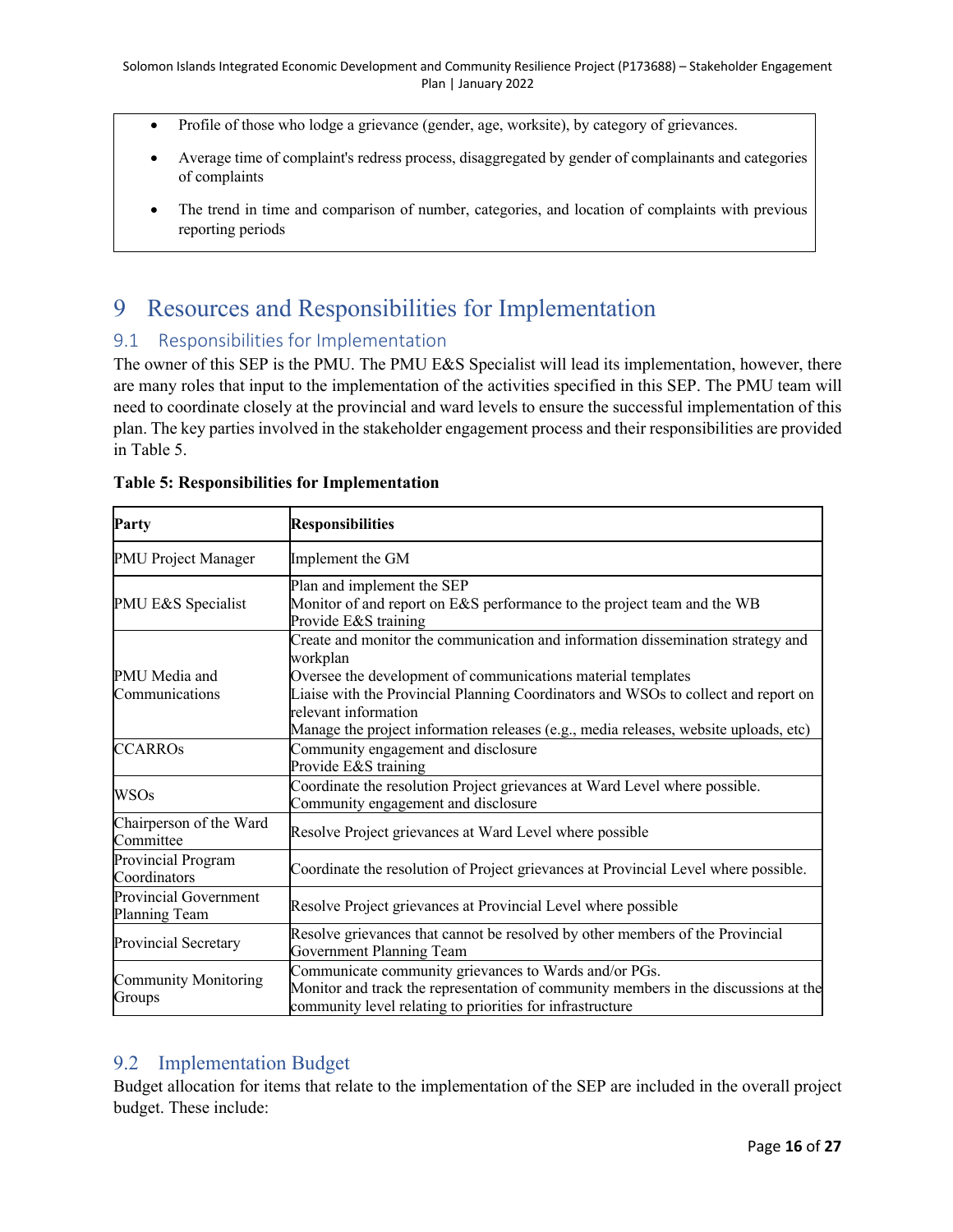- Profile of those who lodge a grievance (gender, age, worksite), by category of grievances.
- Average time of complaint's redress process, disaggregated by gender of complainants and categories of complaints
- The trend in time and comparison of number, categories, and location of complaints with previous reporting periods

# 9 Resources and Responsibilities for Implementation

## 9.1 Responsibilities for Implementation

The owner of this SEP is the PMU. The PMU E&S Specialist will lead its implementation, however, there are many roles that input to the implementation of the activities specified in this SEP. The PMU team will need to coordinate closely at the provincial and ward levels to ensure the successful implementation of this plan. The key parties involved in the stakeholder engagement process and their responsibilities are provided in Table 5.

**Table 5: Responsibilities for Implementation**

| Party | Responsibilities |
|---|---|
| PMU Project Manager | Implement the GM |
| PMU E&S Specialist | Plan and implement the SEP<br>Monitor of and report on E&S performance to the project team and the WB<br>Provide E&S training |
| PMU Media and Communications | Create and monitor the communication and information dissemination strategy and workplan<br>Oversee the development of communications material templates<br>Liaise with the Provincial Planning Coordinators and WSOs to collect and report on relevant information<br>Manage the project information releases (e.g., media releases, website uploads, etc) |
| CCARROs | Community engagement and disclosure<br>Provide E&S training |
| WSOs | Coordinate the resolution Project grievances at Ward Level where possible.<br>Community engagement and disclosure |
| Chairperson of the Ward Committee | Resolve Project grievances at Ward Level where possible |
| Provincial Program Coordinators | Coordinate the resolution of Project grievances at Provincial Level where possible. |
| Provincial Government Planning Team | Resolve Project grievances at Provincial Level where possible |
| Provincial Secretary | Resolve grievances that cannot be resolved by other members of the Provincial Government Planning Team |
| Community Monitoring Groups | Communicate community grievances to Wards and/or PGs.<br>Monitor and track the representation of community members in the discussions at the community level relating to priorities for infrastructure |

## 9.2 Implementation Budget

Budget allocation for items that relate to the implementation of the SEP are included in the overall project budget. These include: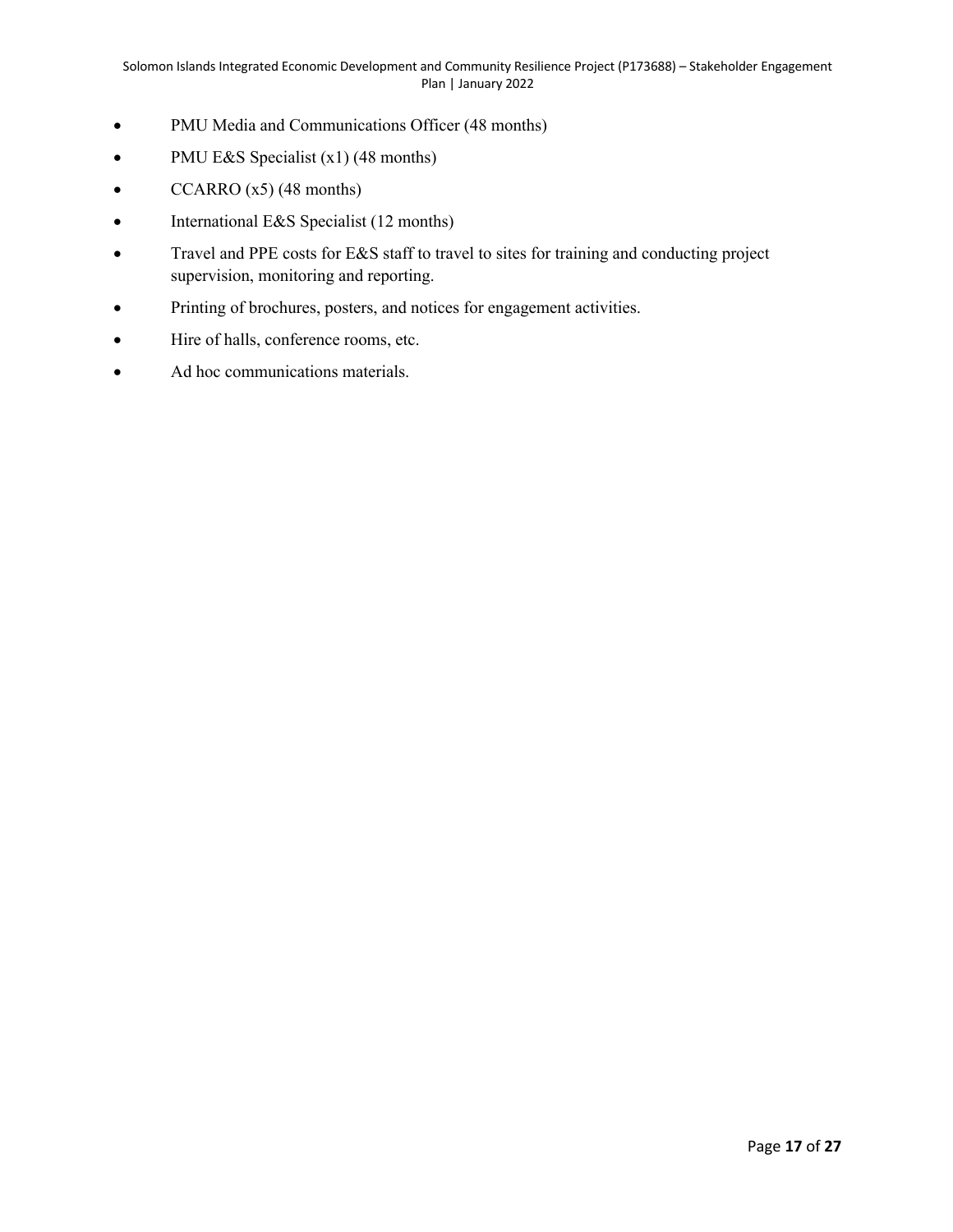- PMU Media and Communications Officer (48 months)
- PMU E&S Specialist (x1) (48 months)
- CCARRO (x5) (48 months)
- International E&S Specialist (12 months)
- Travel and PPE costs for E&S staff to travel to sites for training and conducting project supervision, monitoring and reporting.
- Printing of brochures, posters, and notices for engagement activities.
- Hire of halls, conference rooms, etc.
- Ad hoc communications materials.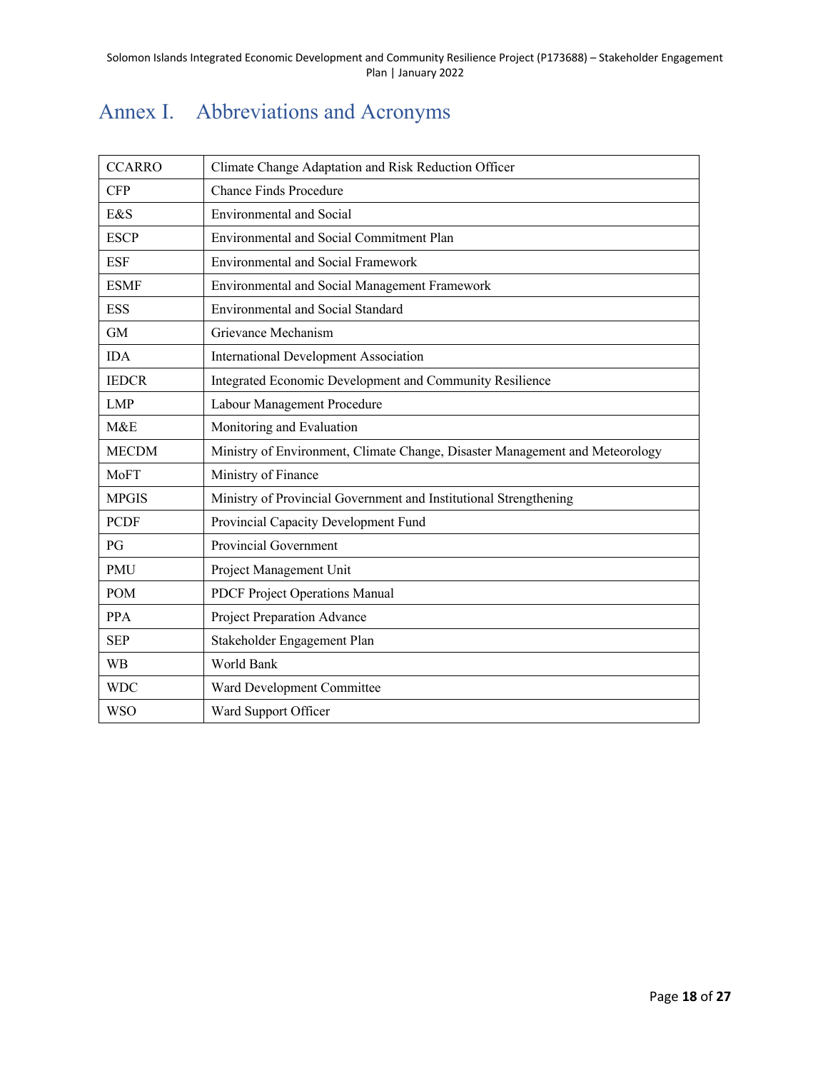# Annex I. Abbreviations and Acronyms

| | |
|---|---|
| CCARRO | Climate Change Adaptation and Risk Reduction Officer |
| CFP | Chance Finds Procedure |
| E&S | Environmental and Social |
| ESCP | Environmental and Social Commitment Plan |
| ESF | Environmental and Social Framework |
| ESMF | Environmental and Social Management Framework |
| ESS | Environmental and Social Standard |
| GM | Grievance Mechanism |
| IDA | International Development Association |
| IEDCR | Integrated Economic Development and Community Resilience |
| LMP | Labour Management Procedure |
| M&E | Monitoring and Evaluation |
| MECDM | Ministry of Environment, Climate Change, Disaster Management and Meteorology |
| MoFT | Ministry of Finance |
| MPGIS | Ministry of Provincial Government and Institutional Strengthening |
| PCDF | Provincial Capacity Development Fund |
| PG | Provincial Government |
| PMU | Project Management Unit |
| POM | PDCF Project Operations Manual |
| PPA | Project Preparation Advance |
| SEP | Stakeholder Engagement Plan |
| WB | World Bank |
| WDC | Ward Development Committee |
| WSO | Ward Support Officer |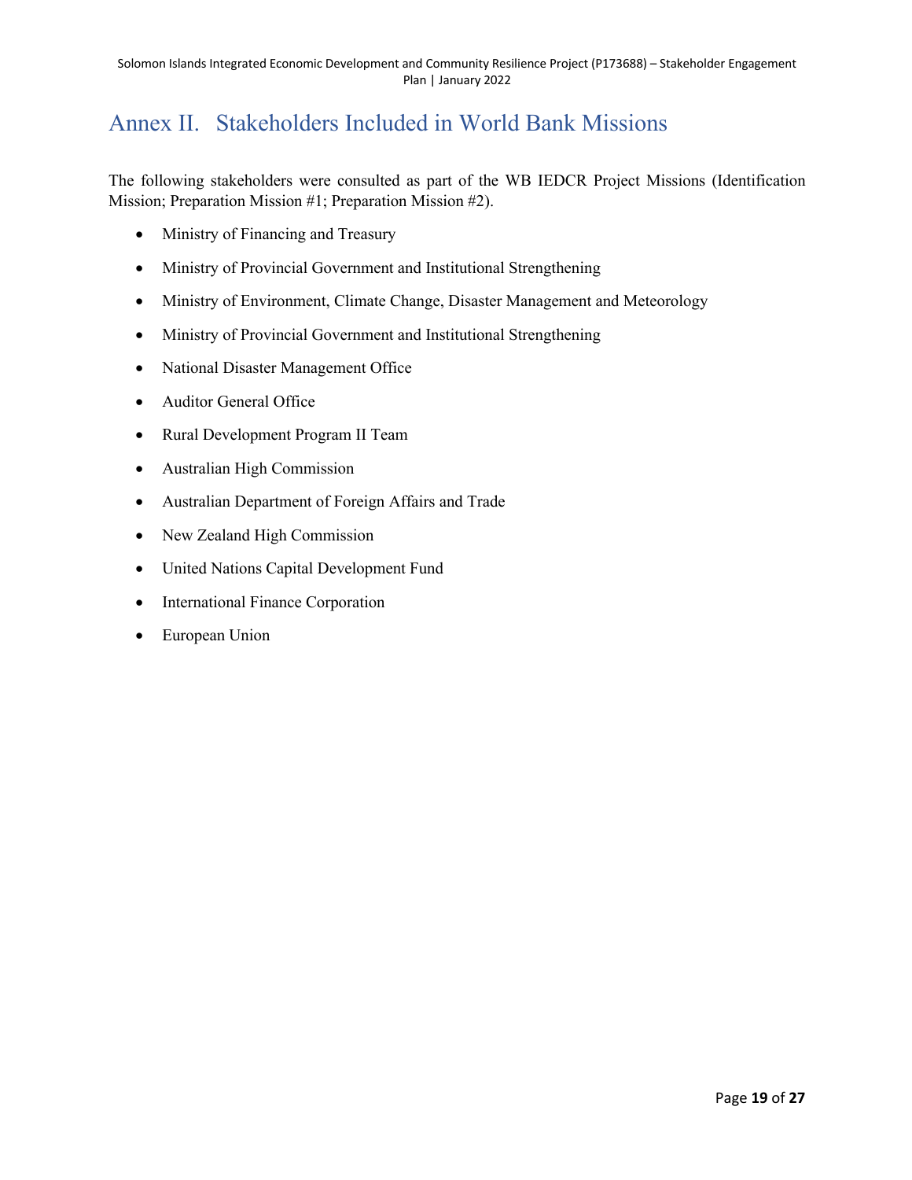# Annex II. Stakeholders Included in World Bank Missions

The following stakeholders were consulted as part of the WB IEDCR Project Missions (Identification Mission; Preparation Mission #1; Preparation Mission #2).

- Ministry of Financing and Treasury
- Ministry of Provincial Government and Institutional Strengthening
- Ministry of Environment, Climate Change, Disaster Management and Meteorology
- Ministry of Provincial Government and Institutional Strengthening
- National Disaster Management Office
- Auditor General Office
- Rural Development Program II Team
- Australian High Commission
- Australian Department of Foreign Affairs and Trade
- New Zealand High Commission
- United Nations Capital Development Fund
- International Finance Corporation
- European Union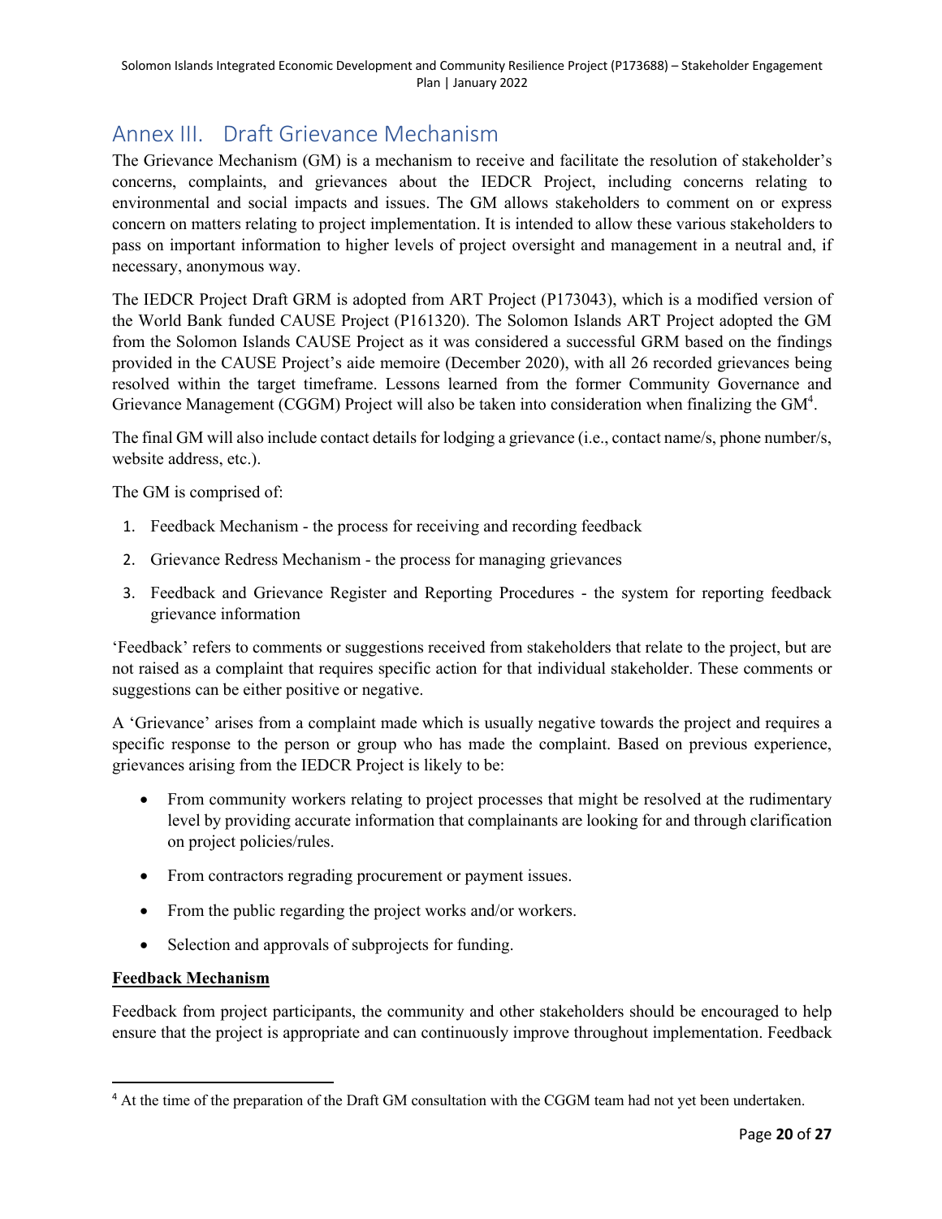# Annex III. Draft Grievance Mechanism

The Grievance Mechanism (GM) is a mechanism to receive and facilitate the resolution of stakeholder's concerns, complaints, and grievances about the IEDCR Project, including concerns relating to environmental and social impacts and issues. The GM allows stakeholders to comment on or express concern on matters relating to project implementation. It is intended to allow these various stakeholders to pass on important information to higher levels of project oversight and management in a neutral and, if necessary, anonymous way.

The IEDCR Project Draft GRM is adopted from ART Project (P173043), which is a modified version of the World Bank funded CAUSE Project (P161320). The Solomon Islands ART Project adopted the GM from the Solomon Islands CAUSE Project as it was considered a successful GRM based on the findings provided in the CAUSE Project's aide memoire (December 2020), with all 26 recorded grievances being resolved within the target timeframe. Lessons learned from the former Community Governance and Grievance Management (CGGM) Project will also be taken into consideration when finalizing the GM[4].

The final GM will also include contact details for lodging a grievance (i.e., contact name/s, phone number/s, website address, etc.).

The GM is comprised of:

1. Feedback Mechanism - the process for receiving and recording feedback
2. Grievance Redress Mechanism - the process for managing grievances
3. Feedback and Grievance Register and Reporting Procedures - the system for reporting feedback grievance information

'Feedback' refers to comments or suggestions received from stakeholders that relate to the project, but are not raised as a complaint that requires specific action for that individual stakeholder. These comments or suggestions can be either positive or negative.

A 'Grievance' arises from a complaint made which is usually negative towards the project and requires a specific response to the person or group who has made the complaint. Based on previous experience, grievances arising from the IEDCR Project is likely to be:

- From community workers relating to project processes that might be resolved at the rudimentary level by providing accurate information that complainants are looking for and through clarification on project policies/rules.
- From contractors regrading procurement or payment issues.
- From the public regarding the project works and/or workers.
- Selection and approvals of subprojects for funding.

**Feedback Mechanism**

Feedback from project participants, the community and other stakeholders should be encouraged to help ensure that the project is appropriate and can continuously improve throughout implementation. Feedback

[4] At the time of the preparation of the Draft GM consultation with the CGGM team had not yet been undertaken.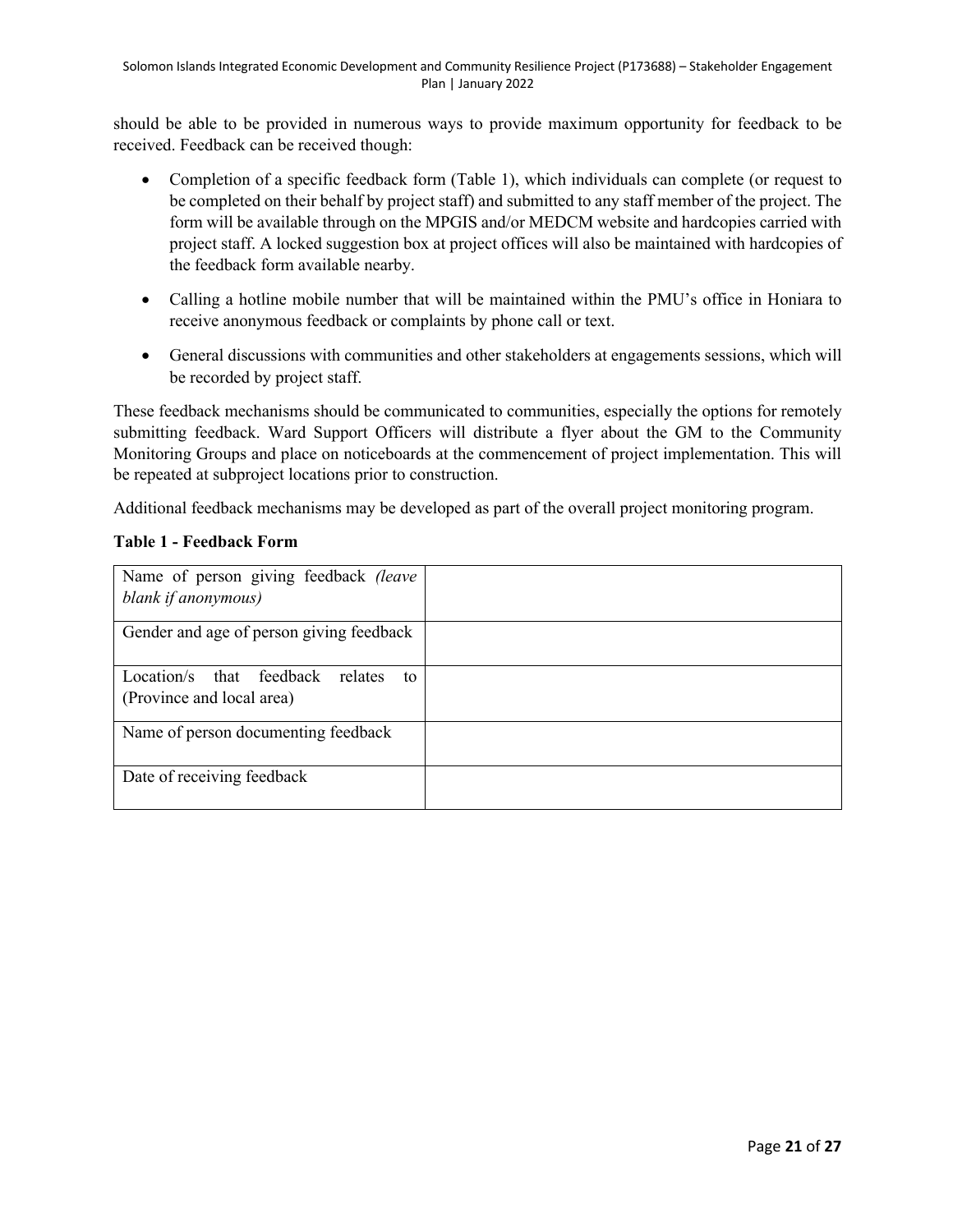should be able to be provided in numerous ways to provide maximum opportunity for feedback to be received. Feedback can be received though:

- Completion of a specific feedback form (Table 1), which individuals can complete (or request to be completed on their behalf by project staff) and submitted to any staff member of the project. The form will be available through on the MPGIS and/or MEDCM website and hardcopies carried with project staff. A locked suggestion box at project offices will also be maintained with hardcopies of the feedback form available nearby.
- Calling a hotline mobile number that will be maintained within the PMU's office in Honiara to receive anonymous feedback or complaints by phone call or text.
- General discussions with communities and other stakeholders at engagements sessions, which will be recorded by project staff.

These feedback mechanisms should be communicated to communities, especially the options for remotely submitting feedback. Ward Support Officers will distribute a flyer about the GM to the Community Monitoring Groups and place on noticeboards at the commencement of project implementation. This will be repeated at subproject locations prior to construction.

Additional feedback mechanisms may be developed as part of the overall project monitoring program.

**Table 1 - Feedback Form**

| | |
|---|---|
| Name of person giving feedback *(leave blank if anonymous)* | |
| Gender and age of person giving feedback | |
| Location/s that feedback relates to (Province and local area) | |
| Name of person documenting feedback | |
| Date of receiving feedback | |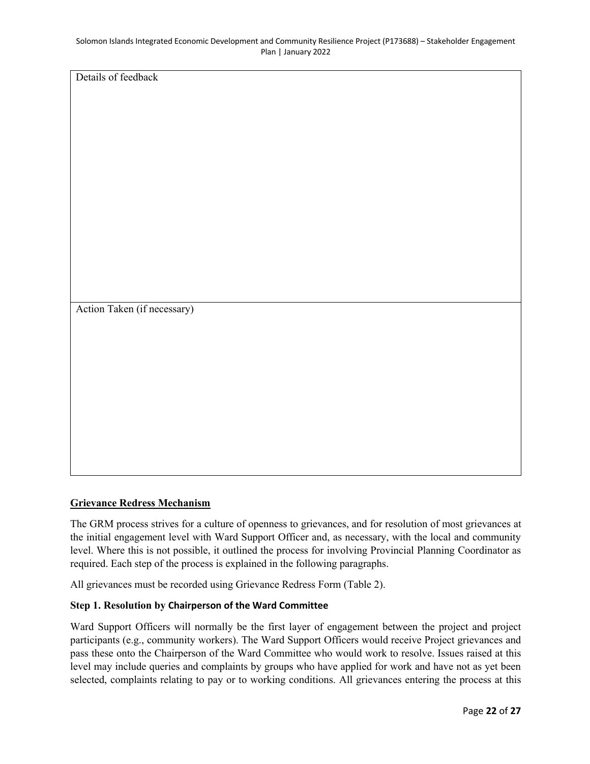| Details of feedback |
| --- |
| |
| Action Taken (if necessary) |
| |

## Grievance Redress Mechanism

The GRM process strives for a culture of openness to grievances, and for resolution of most grievances at the initial engagement level with Ward Support Officer and, as necessary, with the local and community level. Where this is not possible, it outlined the process for involving Provincial Planning Coordinator as required. Each step of the process is explained in the following paragraphs.

All grievances must be recorded using Grievance Redress Form (Table 2).

### Step 1. Resolution by Chairperson of the Ward Committee

Ward Support Officers will normally be the first layer of engagement between the project and project participants (e.g., community workers). The Ward Support Officers would receive Project grievances and pass these onto the Chairperson of the Ward Committee who would work to resolve. Issues raised at this level may include queries and complaints by groups who have applied for work and have not as yet been selected, complaints relating to pay or to working conditions. All grievances entering the process at this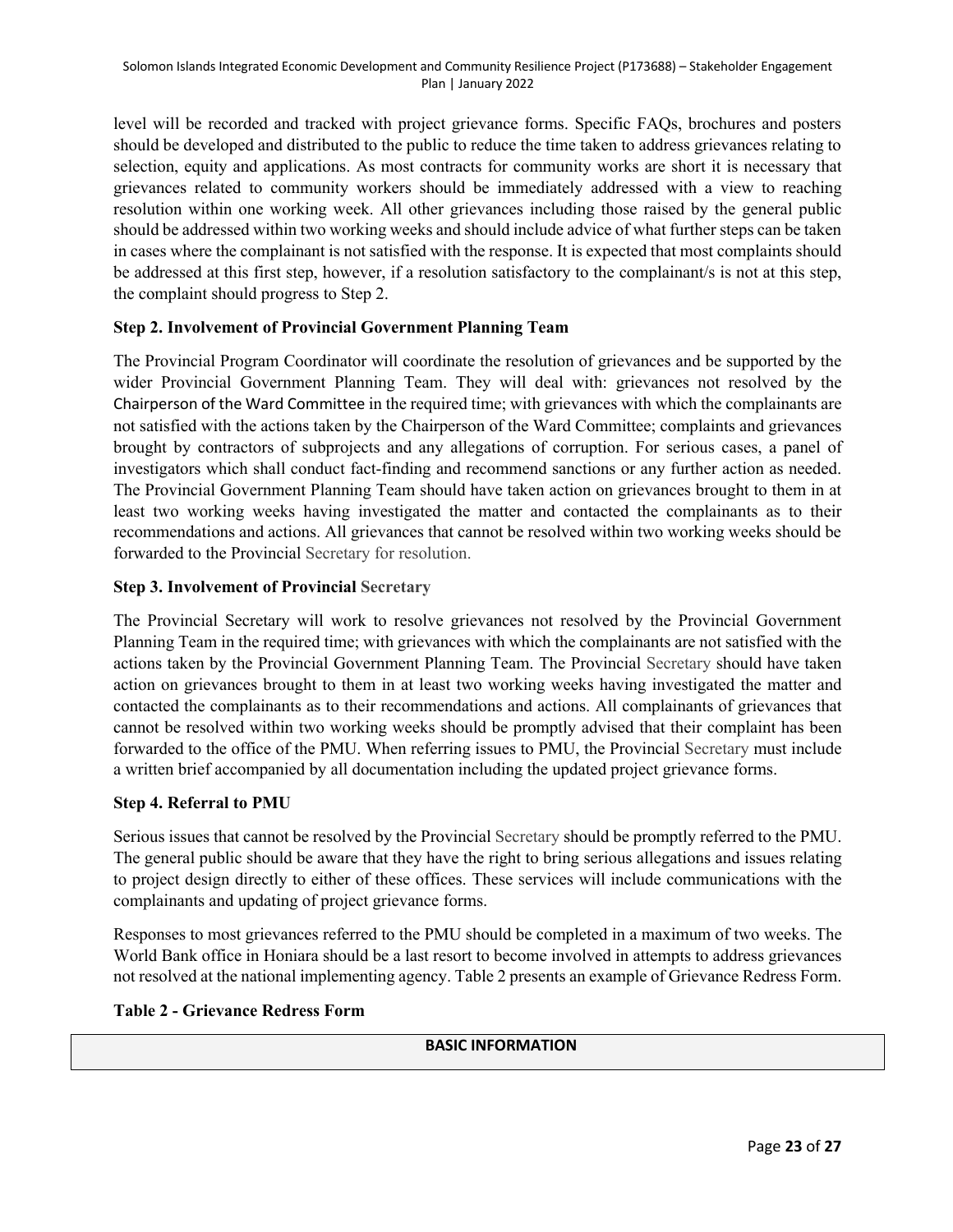level will be recorded and tracked with project grievance forms. Specific FAQs, brochures and posters should be developed and distributed to the public to reduce the time taken to address grievances relating to selection, equity and applications. As most contracts for community works are short it is necessary that grievances related to community workers should be immediately addressed with a view to reaching resolution within one working week. All other grievances including those raised by the general public should be addressed within two working weeks and should include advice of what further steps can be taken in cases where the complainant is not satisfied with the response. It is expected that most complaints should be addressed at this first step, however, if a resolution satisfactory to the complainant/s is not at this step, the complaint should progress to Step 2.

### Step 2. Involvement of Provincial Government Planning Team

The Provincial Program Coordinator will coordinate the resolution of grievances and be supported by the wider Provincial Government Planning Team. They will deal with: grievances not resolved by the Chairperson of the Ward Committee in the required time; with grievances with which the complainants are not satisfied with the actions taken by the Chairperson of the Ward Committee; complaints and grievances brought by contractors of subprojects and any allegations of corruption. For serious cases, a panel of investigators which shall conduct fact-finding and recommend sanctions or any further action as needed. The Provincial Government Planning Team should have taken action on grievances brought to them in at least two working weeks having investigated the matter and contacted the complainants as to their recommendations and actions. All grievances that cannot be resolved within two working weeks should be forwarded to the Provincial Secretary for resolution.

### Step 3. Involvement of Provincial Secretary

The Provincial Secretary will work to resolve grievances not resolved by the Provincial Government Planning Team in the required time; with grievances with which the complainants are not satisfied with the actions taken by the Provincial Government Planning Team. The Provincial Secretary should have taken action on grievances brought to them in at least two working weeks having investigated the matter and contacted the complainants as to their recommendations and actions. All complainants of grievances that cannot be resolved within two working weeks should be promptly advised that their complaint has been forwarded to the office of the PMU. When referring issues to PMU, the Provincial Secretary must include a written brief accompanied by all documentation including the updated project grievance forms.

### Step 4. Referral to PMU

Serious issues that cannot be resolved by the Provincial Secretary should be promptly referred to the PMU. The general public should be aware that they have the right to bring serious allegations and issues relating to project design directly to either of these offices. These services will include communications with the complainants and updating of project grievance forms.

Responses to most grievances referred to the PMU should be completed in a maximum of two weeks. The World Bank office in Honiara should be a last resort to become involved in attempts to address grievances not resolved at the national implementing agency. Table 2 presents an example of Grievance Redress Form.

### Table 2 - Grievance Redress Form

| BASIC INFORMATION |
| --- |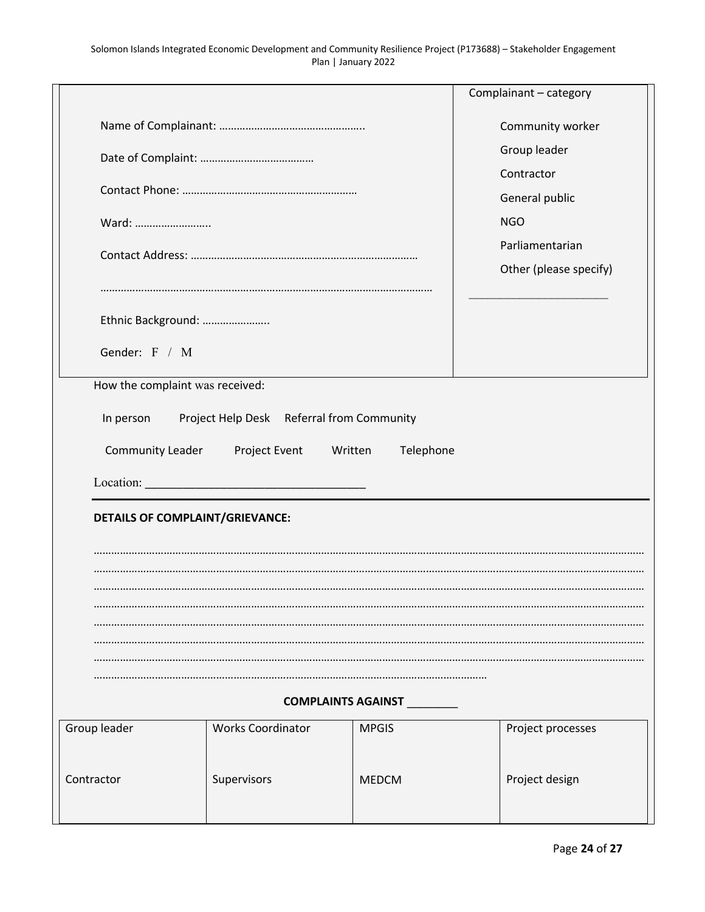| | Complainant – category |
|---|---|
| Name of Complainant: ………………………………………….. | Community worker |
| Date of Complaint: ………………………………… | Group leader |
| Contact Phone: …………………………………………………. | Contractor |
| Ward: …………………….. | General public |
| Contact Address: …………………………………………………………………. | NGO |
| ……………………………………………………………………………………………………. | Parliamentarian |
| Ethnic Background: ………………….. | Other (please specify) |
| Gender: F / M | ______________________ |

How the complaint was received:

In person  Project Help Desk  Referral from Community

Community Leader  Project Event  Written  Telephone

Location: __________________________________

**DETAILS OF COMPLAINT/GRIEVANCE:**

……………………………………………………………………………………………………………………………………………………
……………………………………………………………………………………………………………………………………………………
……………………………………………………………………………………………………………………………………………………
……………………………………………………………………………………………………………………………………………………
……………………………………………………………………………………………………………………………………………………
……………………………………………………………………………………………………………………………………………………
……………………………………………………………………………………………………………………………………………………
……………………………………………………………………………………………………………

**COMPLAINTS AGAINST ________**

| Group leader | Works Coordinator | MPGIS | Project processes |
|---|---|---|---|
| Contractor | Supervisors | MEDCM | Project design |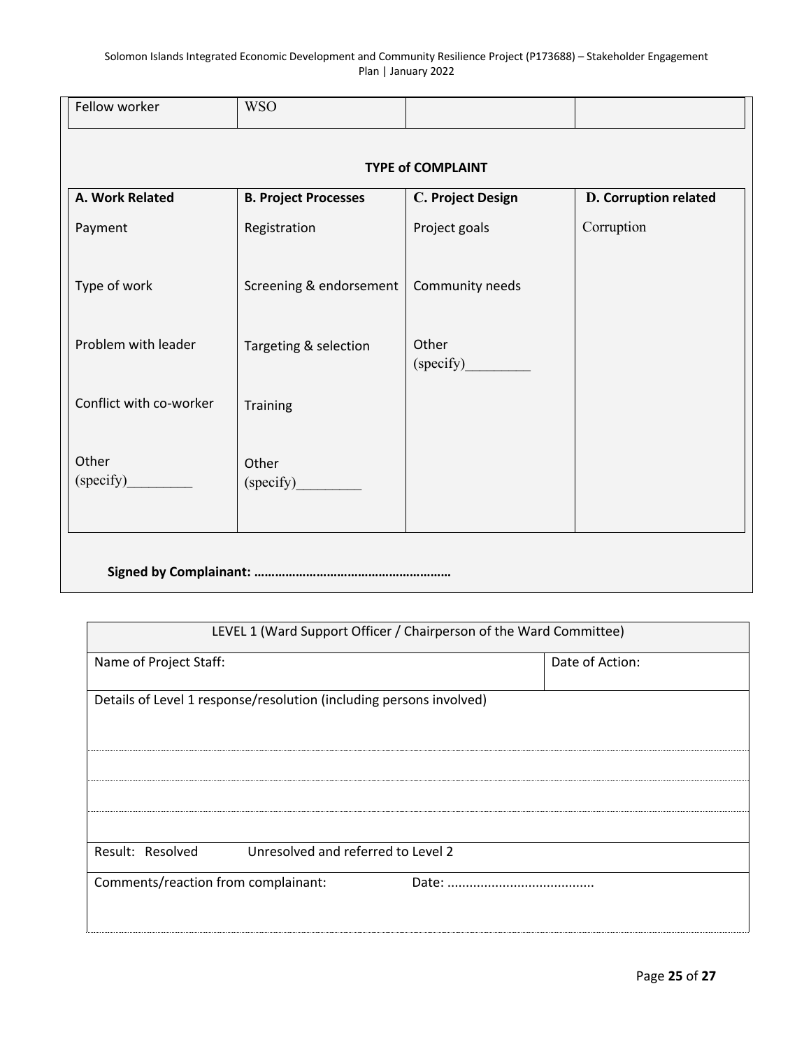| Fellow worker | WSO | | |
|---|---|---|---|

**TYPE of COMPLAINT**

| A. Work Related | B. Project Processes | C. Project Design | D. Corruption related |
|---|---|---|---|
| Payment | Registration | Project goals | Corruption |
| Type of work | Screening & endorsement | Community needs | |
| Problem with leader | Targeting & selection | Other (specify)_________ | |
| Conflict with co-worker | Training | | |
| Other (specify)_________ | Other (specify)_________ | | |

**Signed by Complainant: ………………………………………………**

| LEVEL 1 (Ward Support Officer / Chairperson of the Ward Committee) | |
|---|---|
| Name of Project Staff: | Date of Action: |
| Details of Level 1 response/resolution (including persons involved) | |
| | |
| | |
| | |
| Result: Resolved Unresolved and referred to Level 2 | |
| Comments/reaction from complainant: Date: ........................................ | |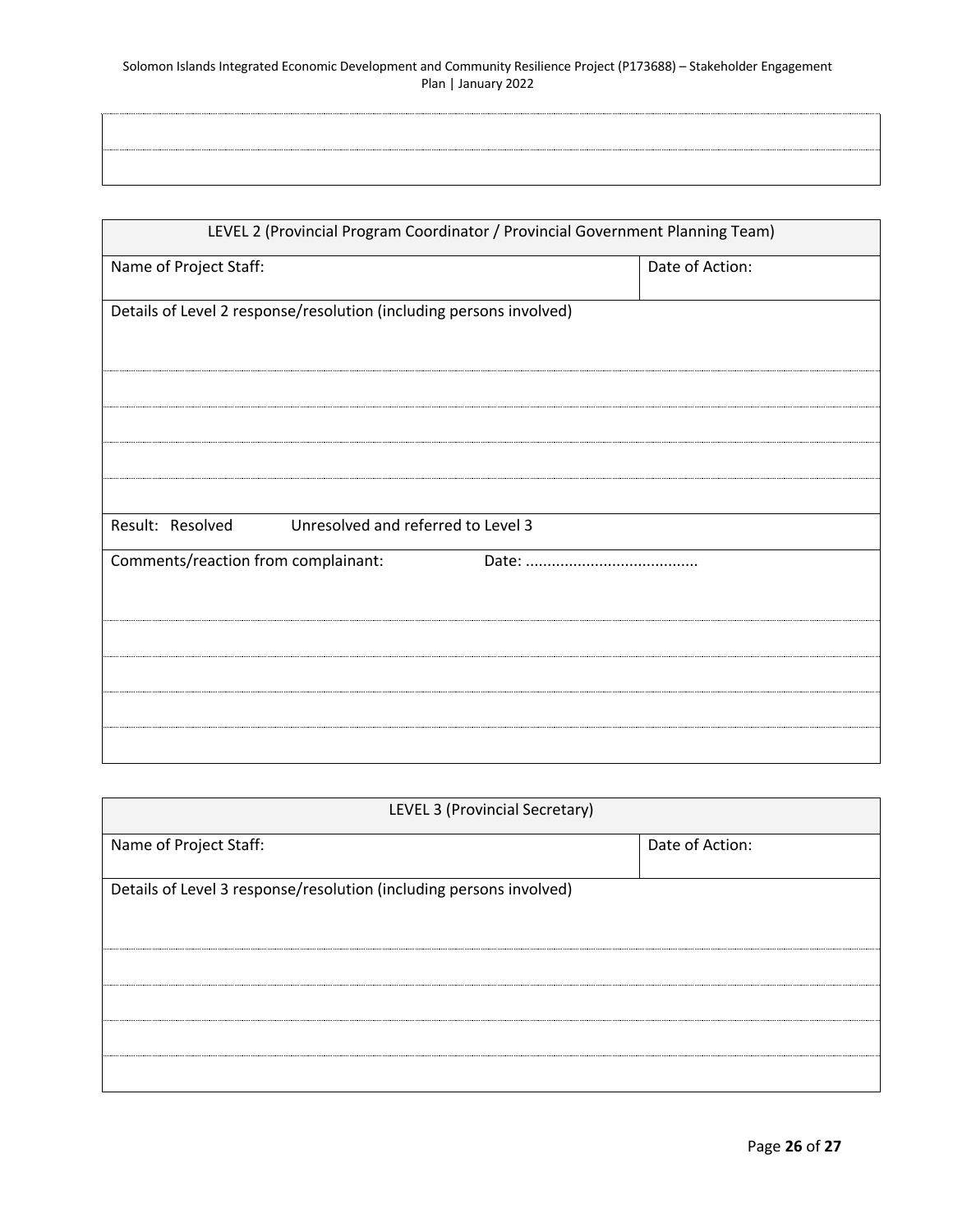| |
|---|
| |
| |

| LEVEL 2 (Provincial Program Coordinator / Provincial Government Planning Team) | |
|---|---|
| Name of Project Staff: | Date of Action: |
| Details of Level 2 response/resolution (including persons involved) | |
| | |
| | |
| | |
| | |
| Result: Resolved          Unresolved and referred to Level 3 | |
| Comments/reaction from complainant:          Date: ....................................... | |
| | |
| | |
| | |
| | |

| LEVEL 3 (Provincial Secretary) | |
|---|---|
| Name of Project Staff: | Date of Action: |
| Details of Level 3 response/resolution (including persons involved) | |
| | |
| | |
| | |
| | |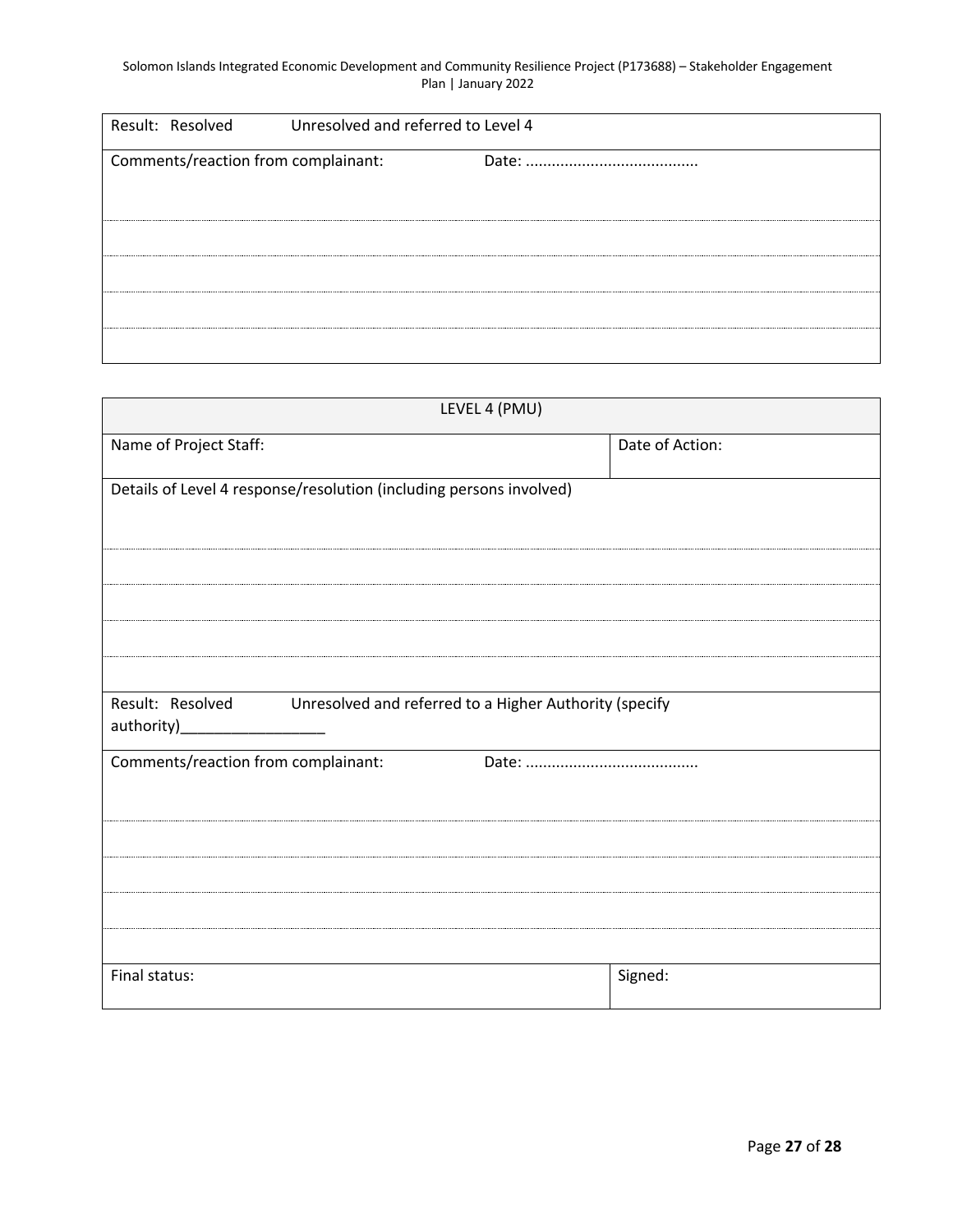| Result: Resolved Unresolved and referred to Level 4 |
|---|
| Comments/reaction from complainant: Date: ....................................... |
| |
| |
| |
| |

| LEVEL 4 (PMU) | |
|---|---|
| Name of Project Staff: | Date of Action: |
| Details of Level 4 response/resolution (including persons involved) | |
| | |
| | |
| | |
| | |
| Result: Resolved Unresolved and referred to a Higher Authority (specify authority)_________________ | |
| Comments/reaction from complainant: Date: ....................................... | |
| | |
| | |
| | |
| | |
| Final status: | Signed: |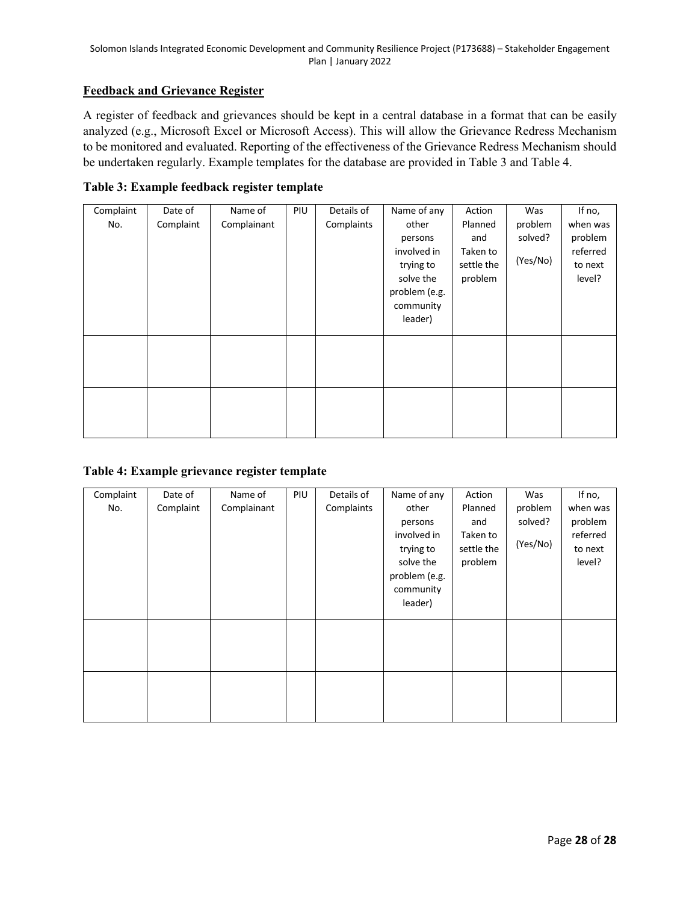**Feedback and Grievance Register**

A register of feedback and grievances should be kept in a central database in a format that can be easily analyzed (e.g., Microsoft Excel or Microsoft Access). This will allow the Grievance Redress Mechanism to be monitored and evaluated. Reporting of the effectiveness of the Grievance Redress Mechanism should be undertaken regularly. Example templates for the database are provided in Table 3 and Table 4.

**Table 3: Example feedback register template**

| Complaint No. | Date of Complaint | Name of Complainant | PIU | Details of Complaints | Name of any other persons involved in trying to solve the problem (e.g. community leader) | Action Planned and Taken to settle the problem | Was problem solved? (Yes/No) | If no, when was problem referred to next level? |
|---|---|---|---|---|---|---|---|---|
| | | | | | | | | |
| | | | | | | | | |

**Table 4: Example grievance register template**

| Complaint No. | Date of Complaint | Name of Complainant | PIU | Details of Complaints | Name of any other persons involved in trying to solve the problem (e.g. community leader) | Action Planned and Taken to settle the problem | Was problem solved? (Yes/No) | If no, when was problem referred to next level? |
|---|---|---|---|---|---|---|---|---|
| | | | | | | | | |
| | | | | | | | | |